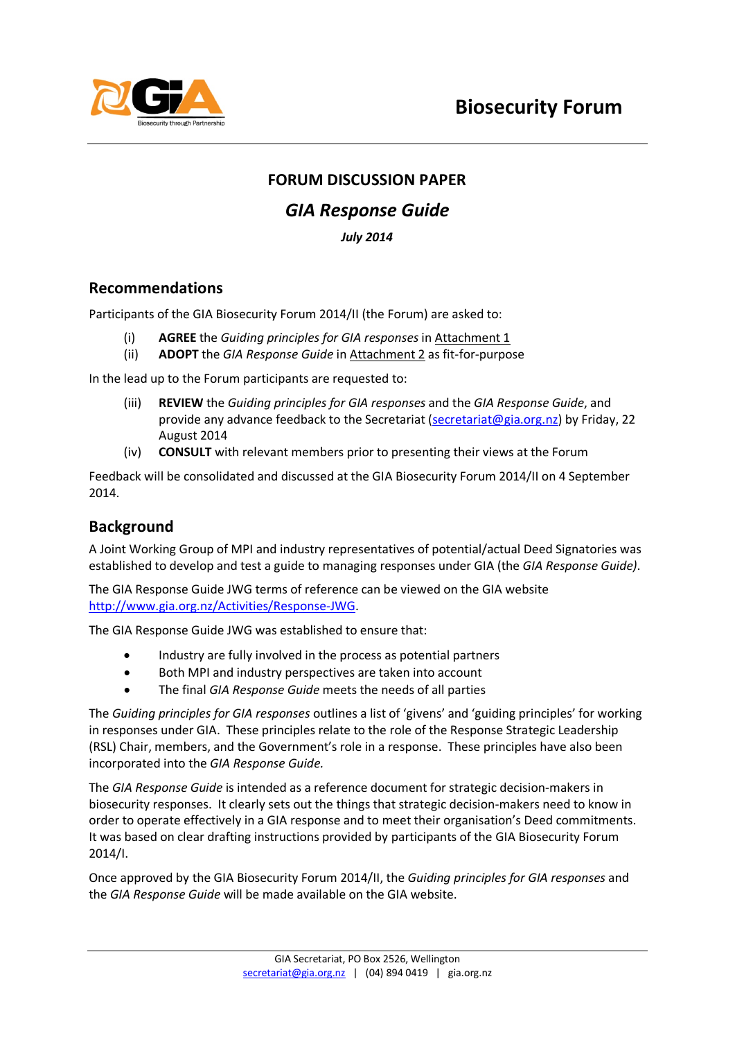Biosecurity Forum

## FORUM DISCUSSION PAPER

## *GIA Response Guide*

***July 2014***

## Recommendations

Participants of the GIA Biosecurity Forum 2014/II (the Forum) are asked to:

(i) **AGREE** the *Guiding principles for GIA responses* in Attachment 1

(ii) **ADOPT** the *GIA Response Guide* in Attachment 2 as fit-for-purpose

In the lead up to the Forum participants are requested to:

(iii) **REVIEW** the *Guiding principles for GIA responses* and the *GIA Response Guide*, and provide any advance feedback to the Secretariat (secretariat@gia.org.nz) by Friday, 22 August 2014

(iv) **CONSULT** with relevant members prior to presenting their views at the Forum

Feedback will be consolidated and discussed at the GIA Biosecurity Forum 2014/II on 4 September 2014.

## Background

A Joint Working Group of MPI and industry representatives of potential/actual Deed Signatories was established to develop and test a guide to managing responses under GIA (the *GIA Response Guide)*.

The GIA Response Guide JWG terms of reference can be viewed on the GIA website http://www.gia.org.nz/Activities/Response-JWG.

The GIA Response Guide JWG was established to ensure that:

- Industry are fully involved in the process as potential partners
- Both MPI and industry perspectives are taken into account
- The final *GIA Response Guide* meets the needs of all parties

The *Guiding principles for GIA responses* outlines a list of 'givens' and 'guiding principles' for working in responses under GIA. These principles relate to the role of the Response Strategic Leadership (RSL) Chair, members, and the Government's role in a response. These principles have also been incorporated into the *GIA Response Guide.*

The *GIA Response Guide* is intended as a reference document for strategic decision-makers in biosecurity responses. It clearly sets out the things that strategic decision-makers need to know in order to operate effectively in a GIA response and to meet their organisation's Deed commitments. It was based on clear drafting instructions provided by participants of the GIA Biosecurity Forum 2014/I.

Once approved by the GIA Biosecurity Forum 2014/II, the *Guiding principles for GIA responses* and the *GIA Response Guide* will be made available on the GIA website.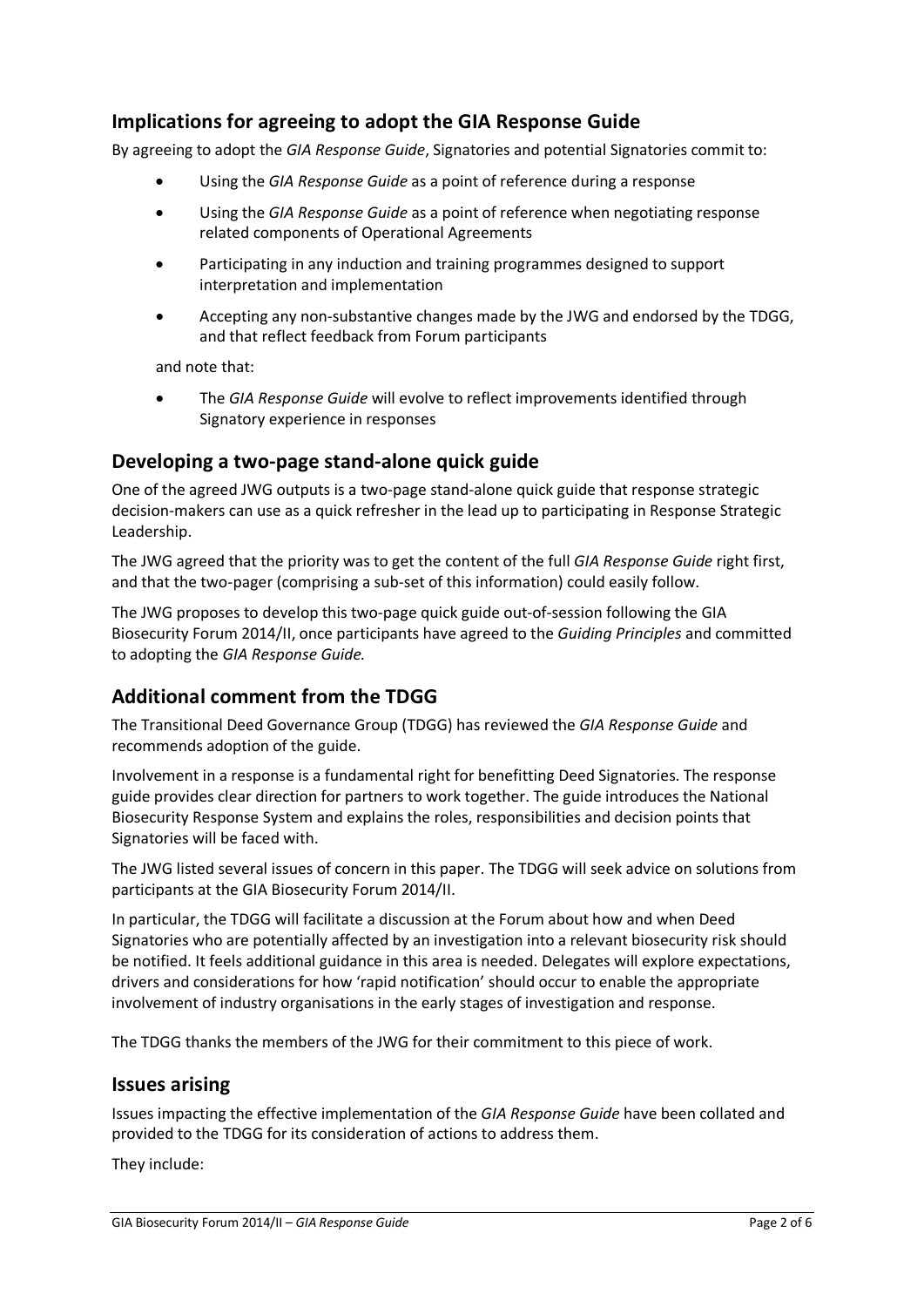## Implications for agreeing to adopt the GIA Response Guide

By agreeing to adopt the *GIA Response Guide*, Signatories and potential Signatories commit to:

- Using the *GIA Response Guide* as a point of reference during a response
- Using the *GIA Response Guide* as a point of reference when negotiating response related components of Operational Agreements
- Participating in any induction and training programmes designed to support interpretation and implementation
- Accepting any non-substantive changes made by the JWG and endorsed by the TDGG, and that reflect feedback from Forum participants

and note that:

- The *GIA Response Guide* will evolve to reflect improvements identified through Signatory experience in responses

## Developing a two-page stand-alone quick guide

One of the agreed JWG outputs is a two-page stand-alone quick guide that response strategic decision-makers can use as a quick refresher in the lead up to participating in Response Strategic Leadership.

The JWG agreed that the priority was to get the content of the full *GIA Response Guide* right first, and that the two-pager (comprising a sub-set of this information) could easily follow.

The JWG proposes to develop this two-page quick guide out-of-session following the GIA Biosecurity Forum 2014/II, once participants have agreed to the *Guiding Principles* and committed to adopting the *GIA Response Guide.*

## Additional comment from the TDGG

The Transitional Deed Governance Group (TDGG) has reviewed the *GIA Response Guide* and recommends adoption of the guide.

Involvement in a response is a fundamental right for benefitting Deed Signatories. The response guide provides clear direction for partners to work together. The guide introduces the National Biosecurity Response System and explains the roles, responsibilities and decision points that Signatories will be faced with.

The JWG listed several issues of concern in this paper. The TDGG will seek advice on solutions from participants at the GIA Biosecurity Forum 2014/II.

In particular, the TDGG will facilitate a discussion at the Forum about how and when Deed Signatories who are potentially affected by an investigation into a relevant biosecurity risk should be notified. It feels additional guidance in this area is needed. Delegates will explore expectations, drivers and considerations for how 'rapid notification' should occur to enable the appropriate involvement of industry organisations in the early stages of investigation and response.

The TDGG thanks the members of the JWG for their commitment to this piece of work.

## Issues arising

Issues impacting the effective implementation of the *GIA Response Guide* have been collated and provided to the TDGG for its consideration of actions to address them.

They include: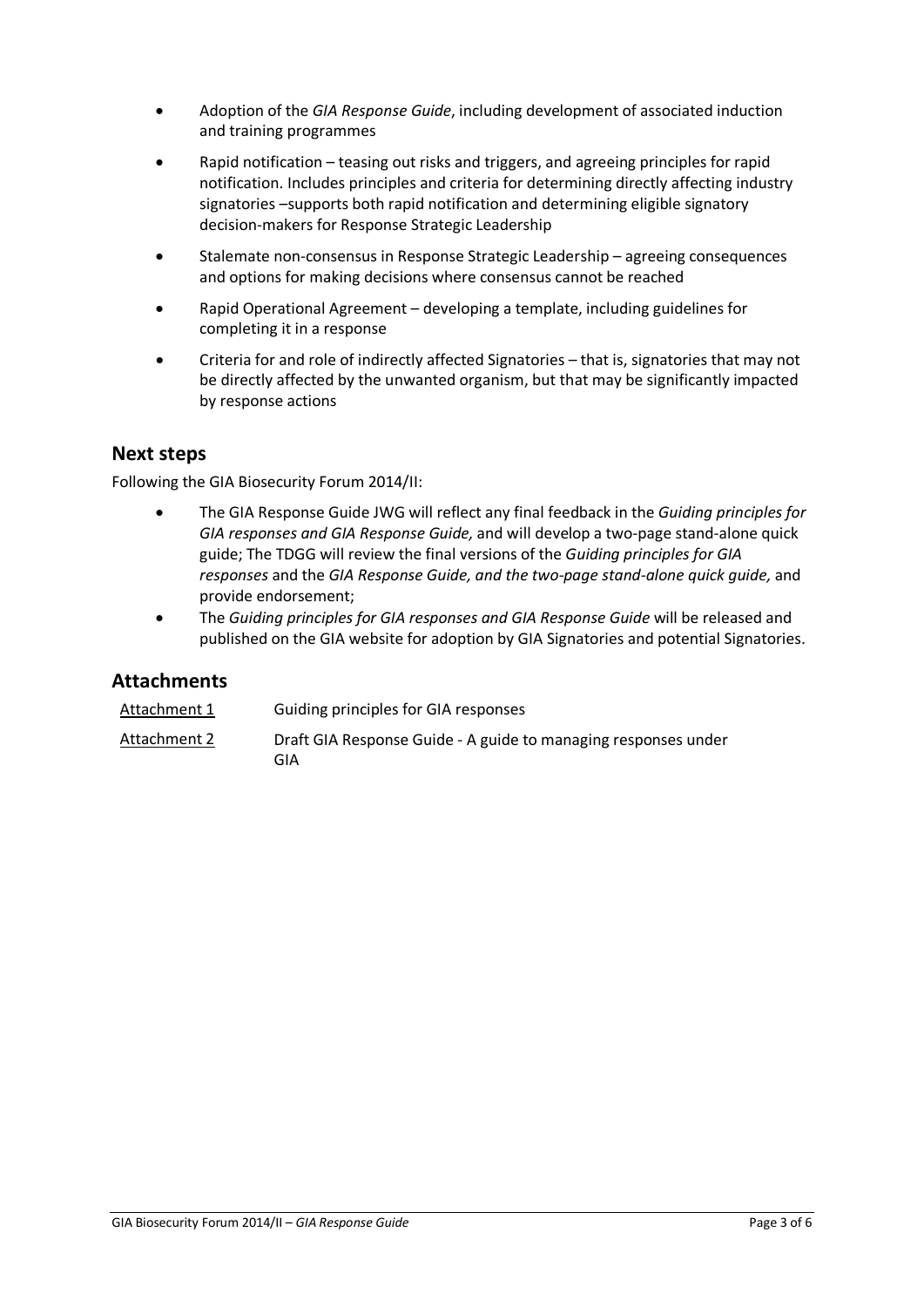- Adoption of the *GIA Response Guide*, including development of associated induction and training programmes
- Rapid notification – teasing out risks and triggers, and agreeing principles for rapid notification. Includes principles and criteria for determining directly affecting industry signatories –supports both rapid notification and determining eligible signatory decision-makers for Response Strategic Leadership
- Stalemate non-consensus in Response Strategic Leadership – agreeing consequences and options for making decisions where consensus cannot be reached
- Rapid Operational Agreement – developing a template, including guidelines for completing it in a response
- Criteria for and role of indirectly affected Signatories – that is, signatories that may not be directly affected by the unwanted organism, but that may be significantly impacted by response actions

## Next steps

Following the GIA Biosecurity Forum 2014/II:

- The GIA Response Guide JWG will reflect any final feedback in the *Guiding principles for GIA responses and GIA Response Guide,* and will develop a two-page stand-alone quick guide; The TDGG will review the final versions of the *Guiding principles for GIA responses* and the *GIA Response Guide, and the two-page stand-alone quick guide,* and provide endorsement;
- The *Guiding principles for GIA responses and GIA Response Guide* will be released and published on the GIA website for adoption by GIA Signatories and potential Signatories.

## Attachments

| | |
|---|---|
| Attachment 1 | Guiding principles for GIA responses |
| Attachment 2 | Draft GIA Response Guide - A guide to managing responses under GIA |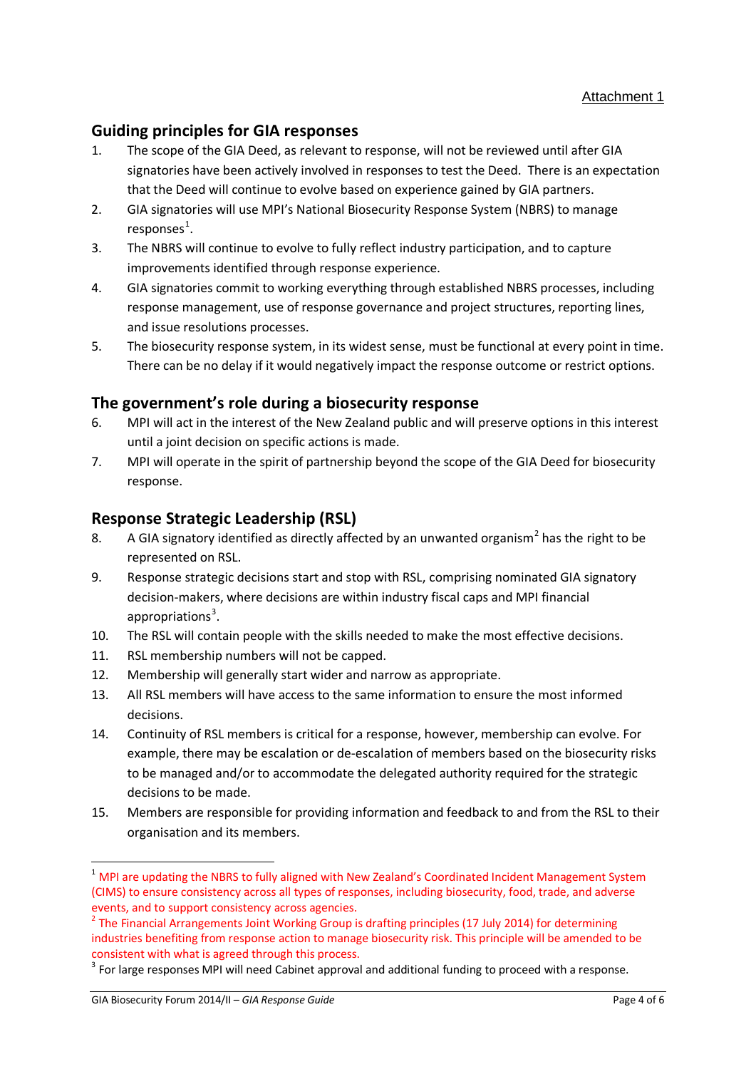Attachment 1

## Guiding principles for GIA responses

1. The scope of the GIA Deed, as relevant to response, will not be reviewed until after GIA signatories have been actively involved in responses to test the Deed. There is an expectation that the Deed will continue to evolve based on experience gained by GIA partners.
2. GIA signatories will use MPI's National Biosecurity Response System (NBRS) to manage responses[1].
3. The NBRS will continue to evolve to fully reflect industry participation, and to capture improvements identified through response experience.
4. GIA signatories commit to working everything through established NBRS processes, including response management, use of response governance and project structures, reporting lines, and issue resolutions processes.
5. The biosecurity response system, in its widest sense, must be functional at every point in time. There can be no delay if it would negatively impact the response outcome or restrict options.

## The government's role during a biosecurity response

6. MPI will act in the interest of the New Zealand public and will preserve options in this interest until a joint decision on specific actions is made.
7. MPI will operate in the spirit of partnership beyond the scope of the GIA Deed for biosecurity response.

## Response Strategic Leadership (RSL)

8. A GIA signatory identified as directly affected by an unwanted organism[2] has the right to be represented on RSL.
9. Response strategic decisions start and stop with RSL, comprising nominated GIA signatory decision-makers, where decisions are within industry fiscal caps and MPI financial appropriations[3].
10. The RSL will contain people with the skills needed to make the most effective decisions.
11. RSL membership numbers will not be capped.
12. Membership will generally start wider and narrow as appropriate.
13. All RSL members will have access to the same information to ensure the most informed decisions.
14. Continuity of RSL members is critical for a response, however, membership can evolve. For example, there may be escalation or de-escalation of members based on the biosecurity risks to be managed and/or to accommodate the delegated authority required for the strategic decisions to be made.
15. Members are responsible for providing information and feedback to and from the RSL to their organisation and its members.

---

[1] MPI are updating the NBRS to fully aligned with New Zealand's Coordinated Incident Management System (CIMS) to ensure consistency across all types of responses, including biosecurity, food, trade, and adverse events, and to support consistency across agencies.

[2] The Financial Arrangements Joint Working Group is drafting principles (17 July 2014) for determining industries benefiting from response action to manage biosecurity risk. This principle will be amended to be consistent with what is agreed through this process.

[3] For large responses MPI will need Cabinet approval and additional funding to proceed with a response.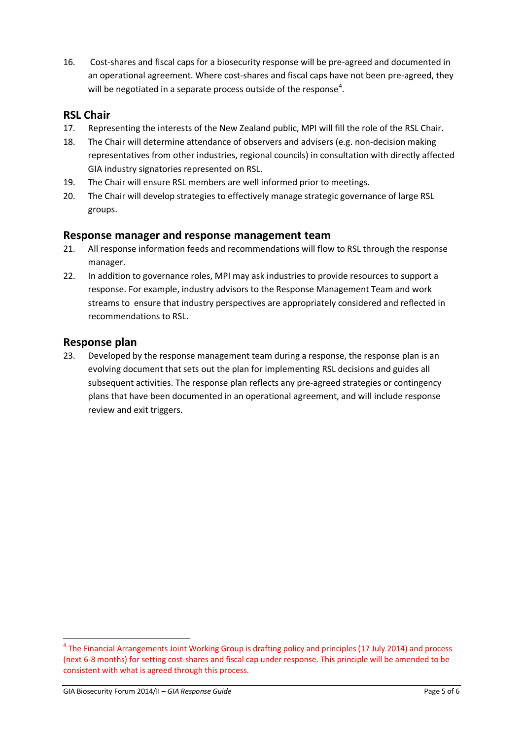16. Cost-shares and fiscal caps for a biosecurity response will be pre-agreed and documented in an operational agreement. Where cost-shares and fiscal caps have not been pre-agreed, they will be negotiated in a separate process outside of the response[4].

## RSL Chair

17. Representing the interests of the New Zealand public, MPI will fill the role of the RSL Chair.
18. The Chair will determine attendance of observers and advisers (e.g. non-decision making representatives from other industries, regional councils) in consultation with directly affected GIA industry signatories represented on RSL.
19. The Chair will ensure RSL members are well informed prior to meetings.
20. The Chair will develop strategies to effectively manage strategic governance of large RSL groups.

## Response manager and response management team

21. All response information feeds and recommendations will flow to RSL through the response manager.
22. In addition to governance roles, MPI may ask industries to provide resources to support a response. For example, industry advisors to the Response Management Team and work streams to ensure that industry perspectives are appropriately considered and reflected in recommendations to RSL.

## Response plan

23. Developed by the response management team during a response, the response plan is an evolving document that sets out the plan for implementing RSL decisions and guides all subsequent activities. The response plan reflects any pre-agreed strategies or contingency plans that have been documented in an operational agreement, and will include response review and exit triggers.

[4] The Financial Arrangements Joint Working Group is drafting policy and principles (17 July 2014) and process (next 6-8 months) for setting cost-shares and fiscal cap under response. This principle will be amended to be consistent with what is agreed through this process.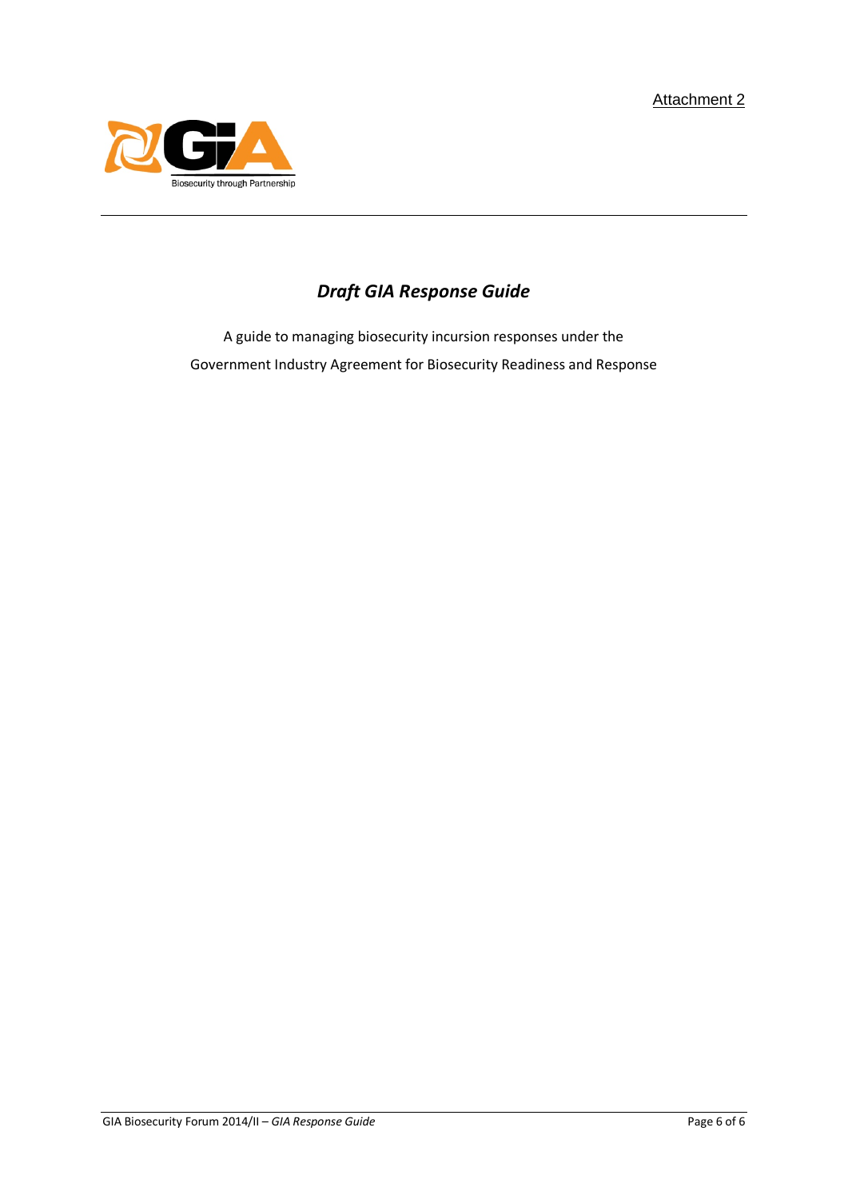Attachment 2

Biosecurity through Partnership

# *Draft GIA Response Guide*

A guide to managing biosecurity incursion responses under the Government Industry Agreement for Biosecurity Readiness and Response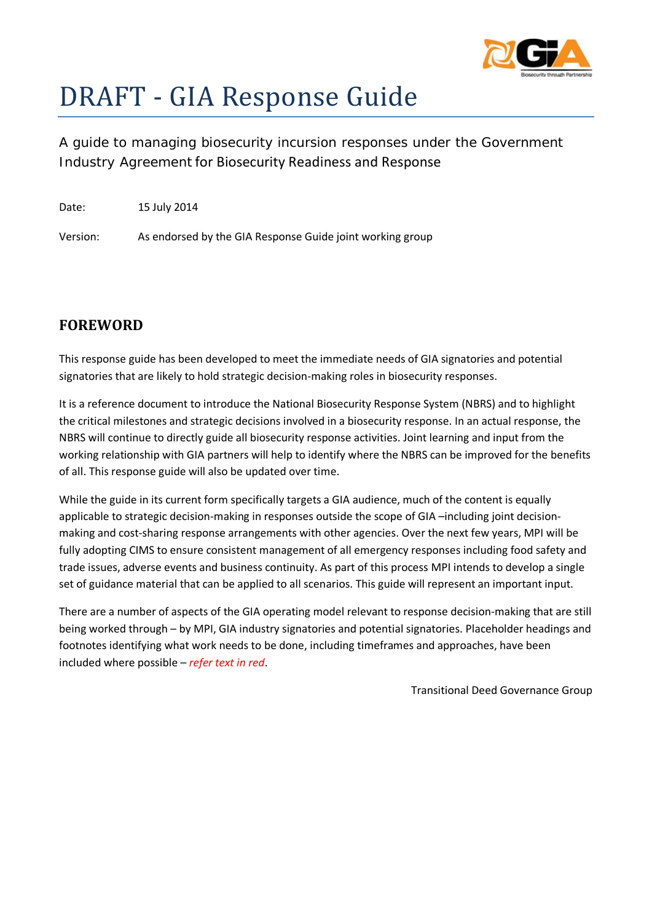# DRAFT - GIA Response Guide

A guide to managing biosecurity incursion responses under the Government Industry Agreement for Biosecurity Readiness and Response

Date: 15 July 2014

Version: As endorsed by the GIA Response Guide joint working group

## FOREWORD

This response guide has been developed to meet the immediate needs of GIA signatories and potential signatories that are likely to hold strategic decision-making roles in biosecurity responses.

It is a reference document to introduce the National Biosecurity Response System (NBRS) and to highlight the critical milestones and strategic decisions involved in a biosecurity response. In an actual response, the NBRS will continue to directly guide all biosecurity response activities. Joint learning and input from the working relationship with GIA partners will help to identify where the NBRS can be improved for the benefits of all. This response guide will also be updated over time.

While the guide in its current form specifically targets a GIA audience, much of the content is equally applicable to strategic decision-making in responses outside the scope of GIA –including joint decision-making and cost-sharing response arrangements with other agencies. Over the next few years, MPI will be fully adopting CIMS to ensure consistent management of all emergency responses including food safety and trade issues, adverse events and business continuity. As part of this process MPI intends to develop a single set of guidance material that can be applied to all scenarios. This guide will represent an important input.

There are a number of aspects of the GIA operating model relevant to response decision-making that are still being worked through – by MPI, GIA industry signatories and potential signatories. Placeholder headings and footnotes identifying what work needs to be done, including timeframes and approaches, have been included where possible – *refer text in red*.

Transitional Deed Governance Group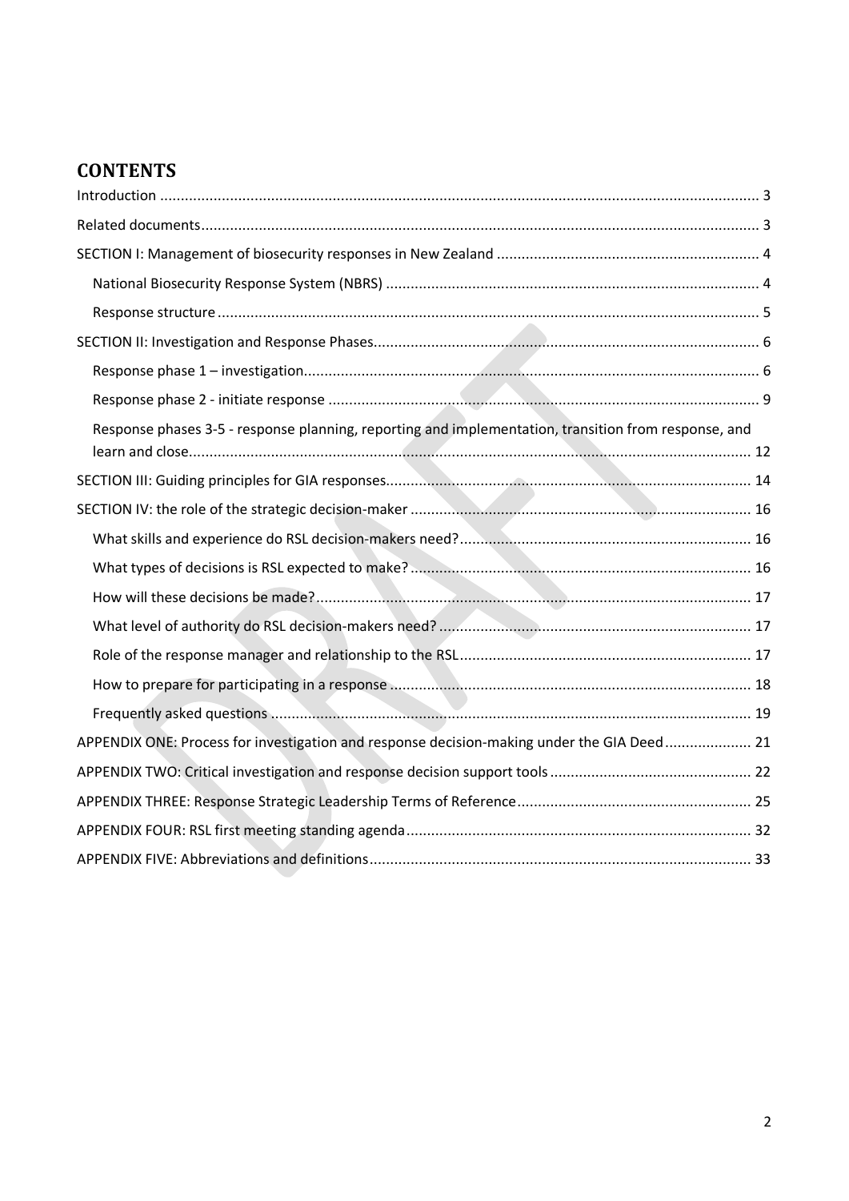# CONTENTS

Introduction ..... 3

Related documents ..... 3

SECTION I: Management of biosecurity responses in New Zealand ..... 4

- National Biosecurity Response System (NBRS) ..... 4
- Response structure ..... 5

SECTION II: Investigation and Response Phases ..... 6

- Response phase 1 – investigation ..... 6
- Response phase 2 - initiate response ..... 9
- Response phases 3-5 - response planning, reporting and implementation, transition from response, and learn and close ..... 12

SECTION III: Guiding principles for GIA responses ..... 14

SECTION IV: the role of the strategic decision-maker ..... 16

- What skills and experience do RSL decision-makers need? ..... 16
- What types of decisions is RSL expected to make? ..... 16
- How will these decisions be made? ..... 17
- What level of authority do RSL decision-makers need? ..... 17
- Role of the response manager and relationship to the RSL ..... 17
- How to prepare for participating in a response ..... 18
- Frequently asked questions ..... 19

APPENDIX ONE: Process for investigation and response decision-making under the GIA Deed ..... 21

APPENDIX TWO: Critical investigation and response decision support tools ..... 22

APPENDIX THREE: Response Strategic Leadership Terms of Reference ..... 25

APPENDIX FOUR: RSL first meeting standing agenda ..... 32

APPENDIX FIVE: Abbreviations and definitions ..... 33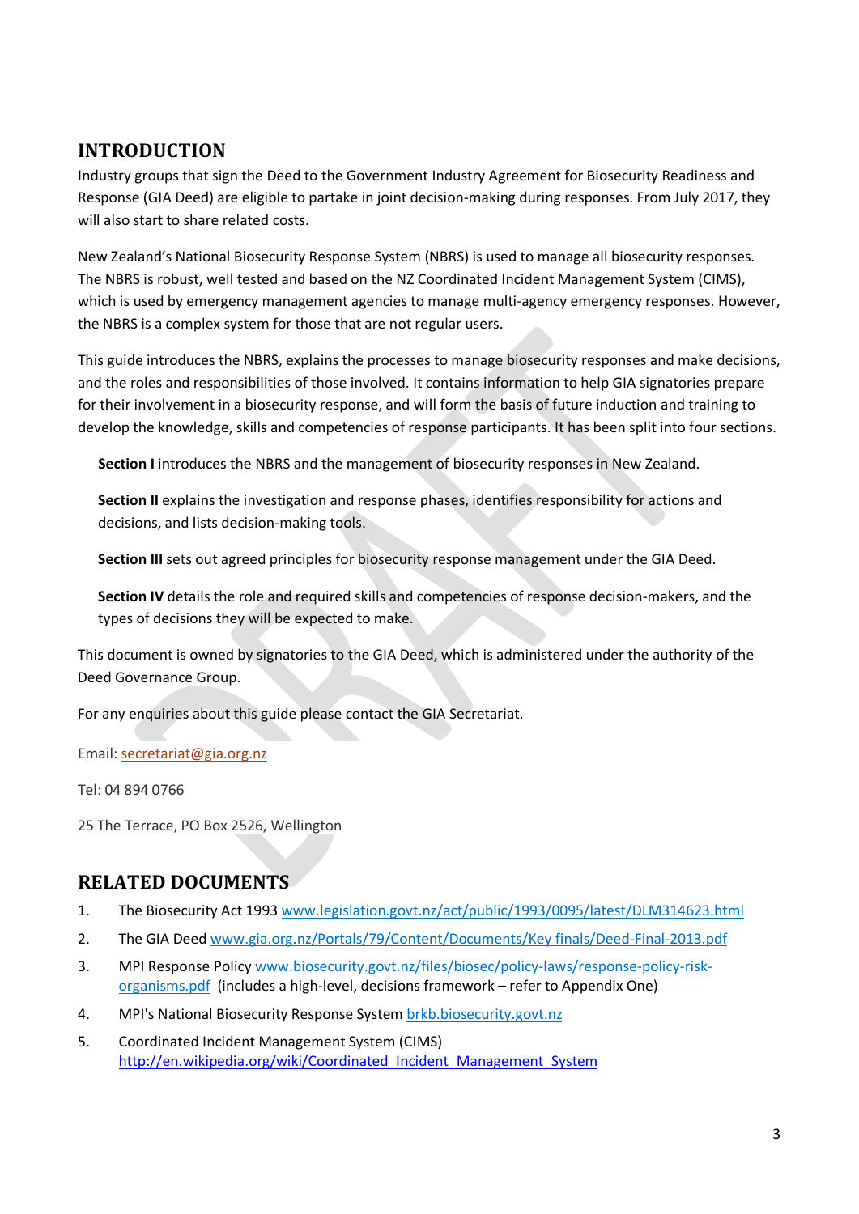## INTRODUCTION

Industry groups that sign the Deed to the Government Industry Agreement for Biosecurity Readiness and Response (GIA Deed) are eligible to partake in joint decision-making during responses. From July 2017, they will also start to share related costs.

New Zealand's National Biosecurity Response System (NBRS) is used to manage all biosecurity responses. The NBRS is robust, well tested and based on the NZ Coordinated Incident Management System (CIMS), which is used by emergency management agencies to manage multi-agency emergency responses. However, the NBRS is a complex system for those that are not regular users.

This guide introduces the NBRS, explains the processes to manage biosecurity responses and make decisions, and the roles and responsibilities of those involved. It contains information to help GIA signatories prepare for their involvement in a biosecurity response, and will form the basis of future induction and training to develop the knowledge, skills and competencies of response participants. It has been split into four sections.

**Section I** introduces the NBRS and the management of biosecurity responses in New Zealand.

**Section II** explains the investigation and response phases, identifies responsibility for actions and decisions, and lists decision-making tools.

**Section III** sets out agreed principles for biosecurity response management under the GIA Deed.

**Section IV** details the role and required skills and competencies of response decision-makers, and the types of decisions they will be expected to make.

This document is owned by signatories to the GIA Deed, which is administered under the authority of the Deed Governance Group.

For any enquiries about this guide please contact the GIA Secretariat.

Email: secretariat@gia.org.nz

Tel: 04 894 0766

25 The Terrace, PO Box 2526, Wellington

## RELATED DOCUMENTS

1. The Biosecurity Act 1993 www.legislation.govt.nz/act/public/1993/0095/latest/DLM314623.html
2. The GIA Deed www.gia.org.nz/Portals/79/Content/Documents/Key finals/Deed-Final-2013.pdf
3. MPI Response Policy www.biosecurity.govt.nz/files/biosec/policy-laws/response-policy-risk-organisms.pdf (includes a high-level, decisions framework – refer to Appendix One)
4. MPI's National Biosecurity Response System brkb.biosecurity.govt.nz
5. Coordinated Incident Management System (CIMS) http://en.wikipedia.org/wiki/Coordinated_Incident_Management_System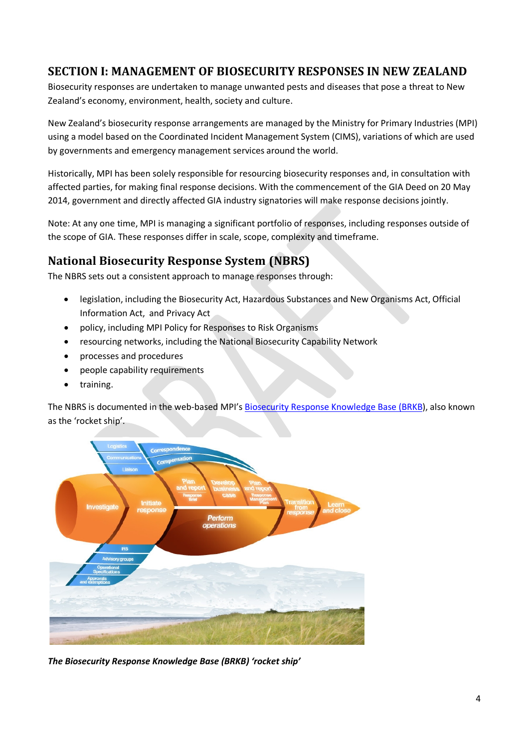## SECTION I: MANAGEMENT OF BIOSECURITY RESPONSES IN NEW ZEALAND

Biosecurity responses are undertaken to manage unwanted pests and diseases that pose a threat to New Zealand's economy, environment, health, society and culture.

New Zealand's biosecurity response arrangements are managed by the Ministry for Primary Industries (MPI) using a model based on the Coordinated Incident Management System (CIMS), variations of which are used by governments and emergency management services around the world.

Historically, MPI has been solely responsible for resourcing biosecurity responses and, in consultation with affected parties, for making final response decisions. With the commencement of the GIA Deed on 20 May 2014, government and directly affected GIA industry signatories will make response decisions jointly.

Note: At any one time, MPI is managing a significant portfolio of responses, including responses outside of the scope of GIA. These responses differ in scale, scope, complexity and timeframe.

## National Biosecurity Response System (NBRS)

The NBRS sets out a consistent approach to manage responses through:

- legislation, including the Biosecurity Act, Hazardous Substances and New Organisms Act, Official Information Act, and Privacy Act
- policy, including MPI Policy for Responses to Risk Organisms
- resourcing networks, including the National Biosecurity Capability Network
- processes and procedures
- people capability requirements
- training.

The NBRS is documented in the web-based MPI's Biosecurity Response Knowledge Base (BRKB), also known as the 'rocket ship'.

***The Biosecurity Response Knowledge Base (BRKB) 'rocket ship'***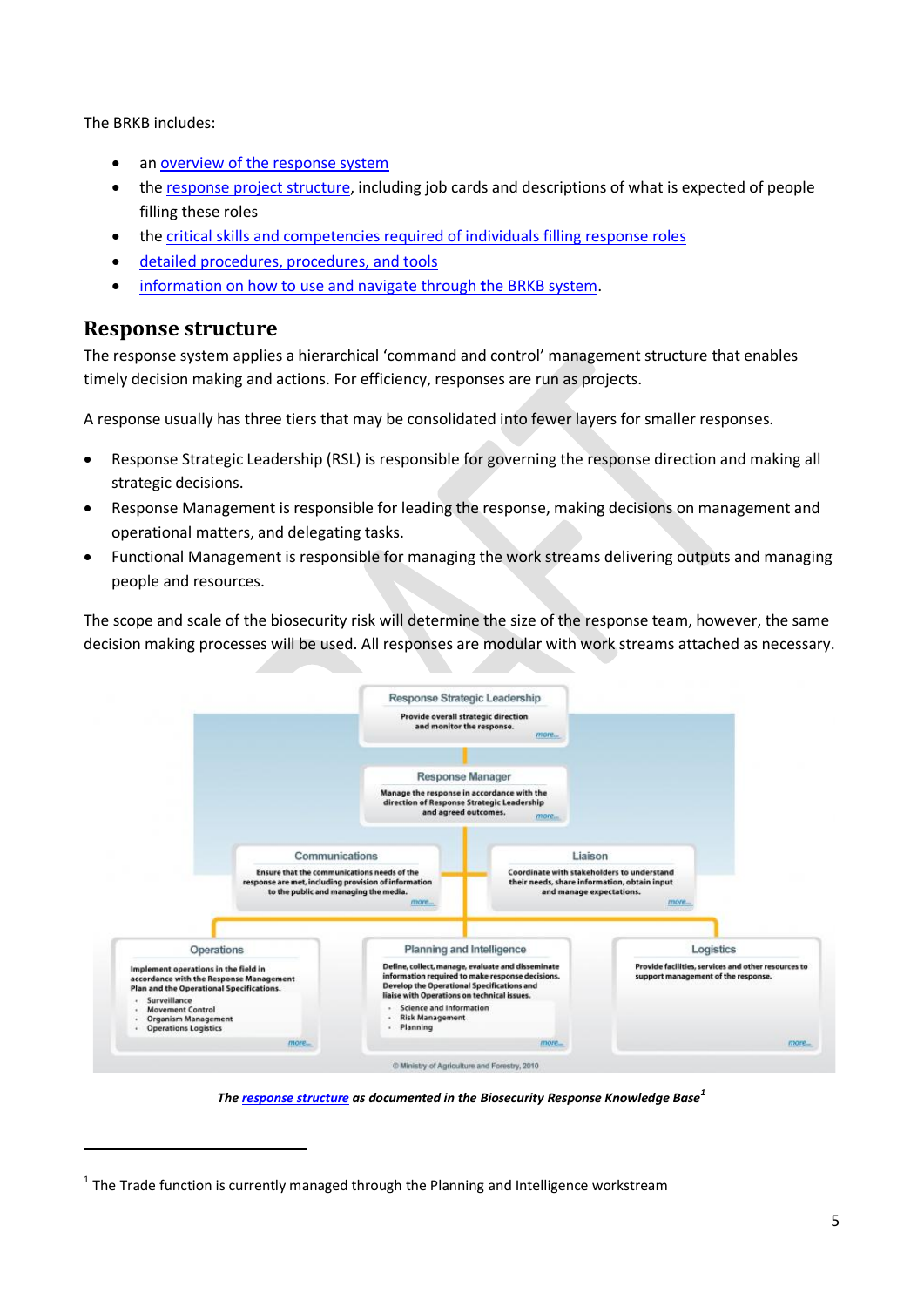The BRKB includes:

- an overview of the response system
- the response project structure, including job cards and descriptions of what is expected of people filling these roles
- the critical skills and competencies required of individuals filling response roles
- detailed procedures, procedures, and tools
- information on how to use and navigate through the BRKB system.

## Response structure

The response system applies a hierarchical 'command and control' management structure that enables timely decision making and actions. For efficiency, responses are run as projects.

A response usually has three tiers that may be consolidated into fewer layers for smaller responses.

- Response Strategic Leadership (RSL) is responsible for governing the response direction and making all strategic decisions.
- Response Management is responsible for leading the response, making decisions on management and operational matters, and delegating tasks.
- Functional Management is responsible for managing the work streams delivering outputs and managing people and resources.

The scope and scale of the biosecurity risk will determine the size of the response team, however, the same decision making processes will be used. All responses are modular with work streams attached as necessary.

Response Strategic Leadership
Provide overall strategic direction and monitor the response.
more...

Response Manager
Manage the response in accordance with the direction of Response Strategic Leadership and agreed outcomes.
more...

Communications
Ensure that the communications needs of the response are met, including provision of information to the public and managing the media.
more...

Liaison
Coordinate with stakeholders to understand their needs, share information, obtain input and manage expectations.
more...

Operations
Implement operations in the field in accordance with the Response Management Plan and the Operational Specifications.
- Surveillance
- Movement Control
- Organism Management
- Operations Logistics

more...

Planning and Intelligence
Define, collect, manage, evaluate and disseminate information required to make response decisions. Develop the Operational Specifications and liaise with Operations on technical issues.
- Science and Information
- Risk Management
- Planning

more...

Logistics
Provide facilities, services and other resources to support management of the response.
more...

© Ministry of Agriculture and Forestry, 2010

***The response structure as documented in the Biosecurity Response Knowledge Base[1]***

[1] The Trade function is currently managed through the Planning and Intelligence workstream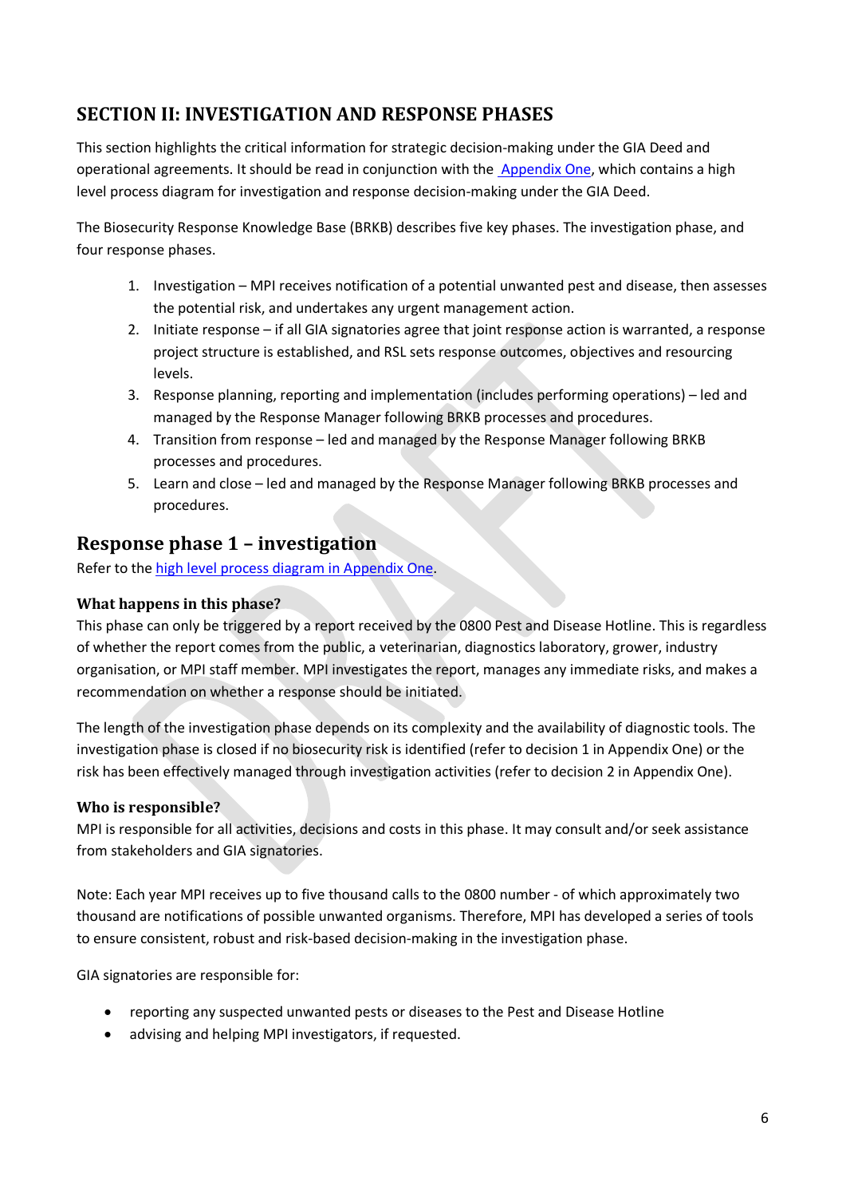## SECTION II: INVESTIGATION AND RESPONSE PHASES

This section highlights the critical information for strategic decision-making under the GIA Deed and operational agreements. It should be read in conjunction with the Appendix One, which contains a high level process diagram for investigation and response decision-making under the GIA Deed.

The Biosecurity Response Knowledge Base (BRKB) describes five key phases. The investigation phase, and four response phases.

1. Investigation – MPI receives notification of a potential unwanted pest and disease, then assesses the potential risk, and undertakes any urgent management action.
2. Initiate response – if all GIA signatories agree that joint response action is warranted, a response project structure is established, and RSL sets response outcomes, objectives and resourcing levels.
3. Response planning, reporting and implementation (includes performing operations) – led and managed by the Response Manager following BRKB processes and procedures.
4. Transition from response – led and managed by the Response Manager following BRKB processes and procedures.
5. Learn and close – led and managed by the Response Manager following BRKB processes and procedures.

## Response phase 1 – investigation

Refer to the high level process diagram in Appendix One.

### What happens in this phase?

This phase can only be triggered by a report received by the 0800 Pest and Disease Hotline. This is regardless of whether the report comes from the public, a veterinarian, diagnostics laboratory, grower, industry organisation, or MPI staff member. MPI investigates the report, manages any immediate risks, and makes a recommendation on whether a response should be initiated.

The length of the investigation phase depends on its complexity and the availability of diagnostic tools. The investigation phase is closed if no biosecurity risk is identified (refer to decision 1 in Appendix One) or the risk has been effectively managed through investigation activities (refer to decision 2 in Appendix One).

### Who is responsible?

MPI is responsible for all activities, decisions and costs in this phase. It may consult and/or seek assistance from stakeholders and GIA signatories.

Note: Each year MPI receives up to five thousand calls to the 0800 number - of which approximately two thousand are notifications of possible unwanted organisms. Therefore, MPI has developed a series of tools to ensure consistent, robust and risk-based decision-making in the investigation phase.

GIA signatories are responsible for:

- reporting any suspected unwanted pests or diseases to the Pest and Disease Hotline
- advising and helping MPI investigators, if requested.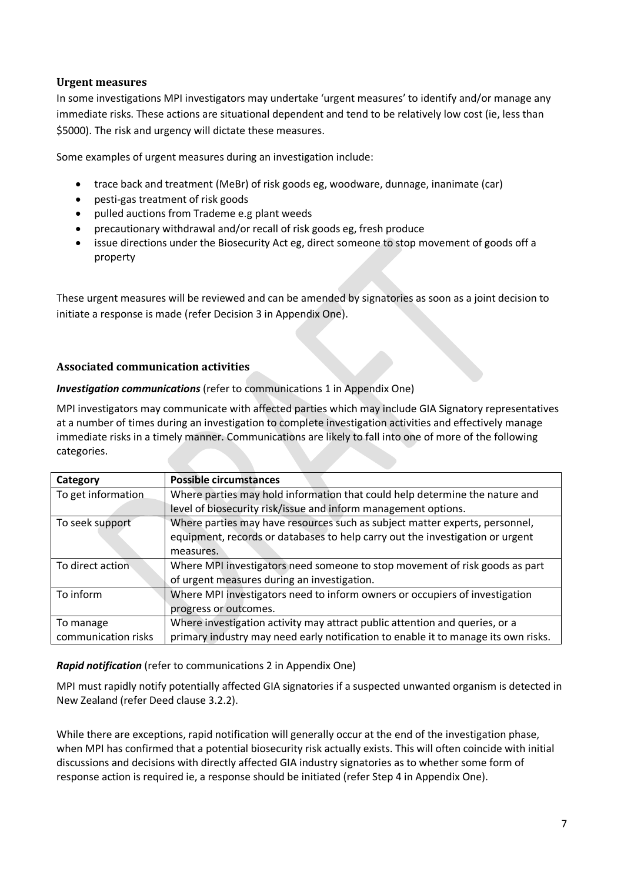### Urgent measures

In some investigations MPI investigators may undertake 'urgent measures' to identify and/or manage any immediate risks. These actions are situational dependent and tend to be relatively low cost (ie, less than $5000). The risk and urgency will dictate these measures.

Some examples of urgent measures during an investigation include:

- trace back and treatment (MeBr) of risk goods eg, woodware, dunnage, inanimate (car)
- pesti-gas treatment of risk goods
- pulled auctions from Trademe e.g plant weeds
- precautionary withdrawal and/or recall of risk goods eg, fresh produce
- issue directions under the Biosecurity Act eg, direct someone to stop movement of goods off a property

These urgent measures will be reviewed and can be amended by signatories as soon as a joint decision to initiate a response is made (refer Decision 3 in Appendix One).

### Associated communication activities

***Investigation communications*** (refer to communications 1 in Appendix One)

MPI investigators may communicate with affected parties which may include GIA Signatory representatives at a number of times during an investigation to complete investigation activities and effectively manage immediate risks in a timely manner. Communications are likely to fall into one of more of the following categories.

| Category | Possible circumstances |
|---|---|
| To get information | Where parties may hold information that could help determine the nature and level of biosecurity risk/issue and inform management options. |
| To seek support | Where parties may have resources such as subject matter experts, personnel, equipment, records or databases to help carry out the investigation or urgent measures. |
| To direct action | Where MPI investigators need someone to stop movement of risk goods as part of urgent measures during an investigation. |
| To inform | Where MPI investigators need to inform owners or occupiers of investigation progress or outcomes. |
| To manage communication risks | Where investigation activity may attract public attention and queries, or a primary industry may need early notification to enable it to manage its own risks. |

***Rapid notification*** (refer to communications 2 in Appendix One)

MPI must rapidly notify potentially affected GIA signatories if a suspected unwanted organism is detected in New Zealand (refer Deed clause 3.2.2).

While there are exceptions, rapid notification will generally occur at the end of the investigation phase, when MPI has confirmed that a potential biosecurity risk actually exists. This will often coincide with initial discussions and decisions with directly affected GIA industry signatories as to whether some form of response action is required ie, a response should be initiated (refer Step 4 in Appendix One).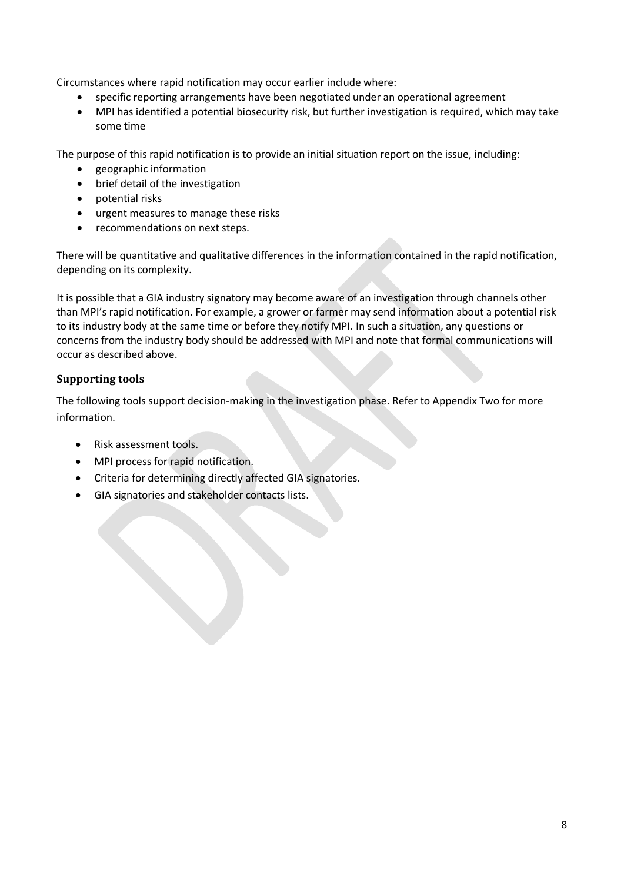Circumstances where rapid notification may occur earlier include where:

- specific reporting arrangements have been negotiated under an operational agreement
- MPI has identified a potential biosecurity risk, but further investigation is required, which may take some time

The purpose of this rapid notification is to provide an initial situation report on the issue, including:

- geographic information
- brief detail of the investigation
- potential risks
- urgent measures to manage these risks
- recommendations on next steps.

There will be quantitative and qualitative differences in the information contained in the rapid notification, depending on its complexity.

It is possible that a GIA industry signatory may become aware of an investigation through channels other than MPI's rapid notification. For example, a grower or farmer may send information about a potential risk to its industry body at the same time or before they notify MPI. In such a situation, any questions or concerns from the industry body should be addressed with MPI and note that formal communications will occur as described above.

### Supporting tools

The following tools support decision-making in the investigation phase. Refer to Appendix Two for more information.

- Risk assessment tools.
- MPI process for rapid notification.
- Criteria for determining directly affected GIA signatories.
- GIA signatories and stakeholder contacts lists.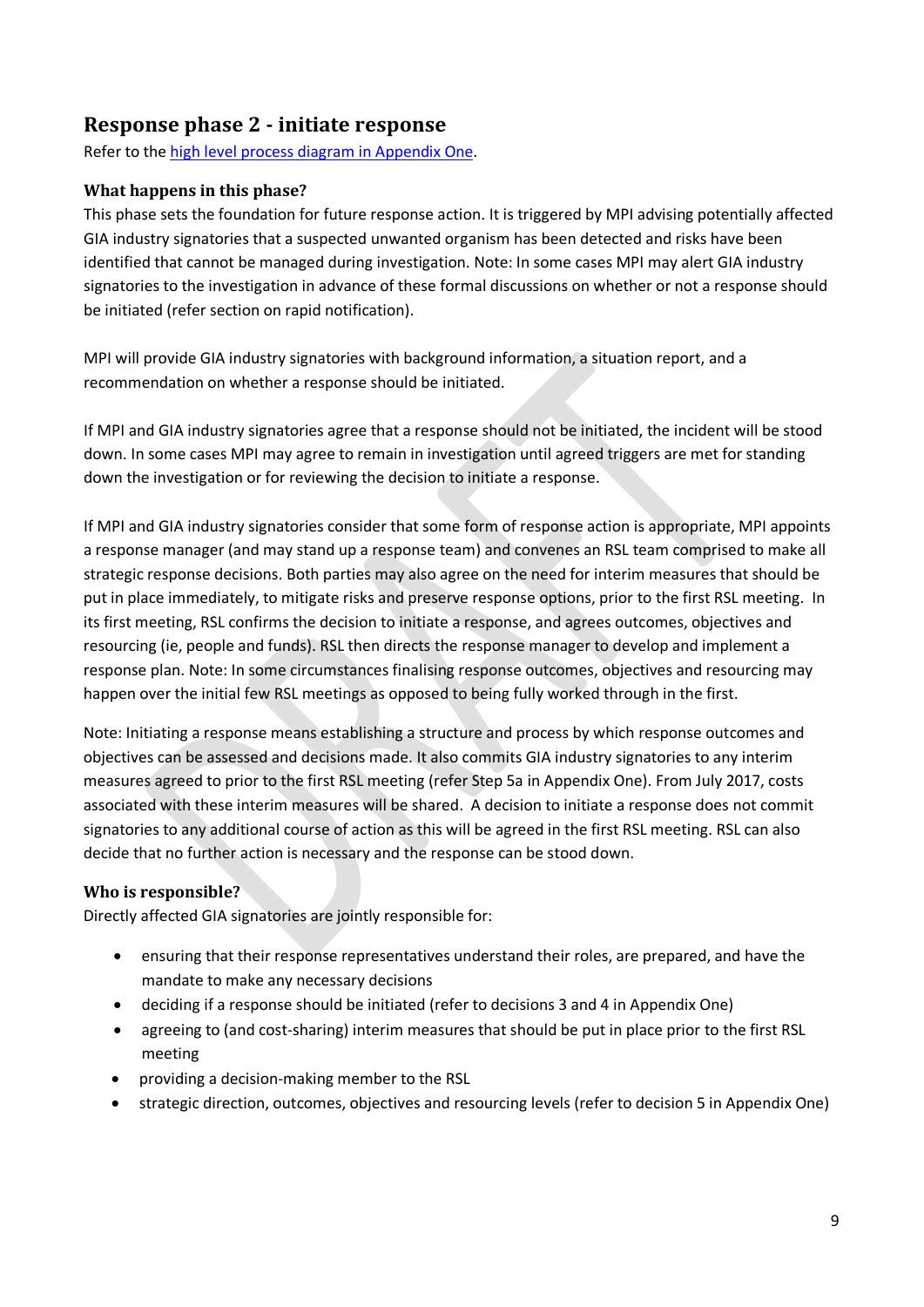## Response phase 2 - initiate response

Refer to the [high level process diagram in Appendix One](#).

### What happens in this phase?

This phase sets the foundation for future response action. It is triggered by MPI advising potentially affected GIA industry signatories that a suspected unwanted organism has been detected and risks have been identified that cannot be managed during investigation. Note: In some cases MPI may alert GIA industry signatories to the investigation in advance of these formal discussions on whether or not a response should be initiated (refer section on rapid notification).

MPI will provide GIA industry signatories with background information, a situation report, and a recommendation on whether a response should be initiated.

If MPI and GIA industry signatories agree that a response should not be initiated, the incident will be stood down. In some cases MPI may agree to remain in investigation until agreed triggers are met for standing down the investigation or for reviewing the decision to initiate a response.

If MPI and GIA industry signatories consider that some form of response action is appropriate, MPI appoints a response manager (and may stand up a response team) and convenes an RSL team comprised to make all strategic response decisions. Both parties may also agree on the need for interim measures that should be put in place immediately, to mitigate risks and preserve response options, prior to the first RSL meeting. In its first meeting, RSL confirms the decision to initiate a response, and agrees outcomes, objectives and resourcing (ie, people and funds). RSL then directs the response manager to develop and implement a response plan. Note: In some circumstances finalising response outcomes, objectives and resourcing may happen over the initial few RSL meetings as opposed to being fully worked through in the first.

Note: Initiating a response means establishing a structure and process by which response outcomes and objectives can be assessed and decisions made. It also commits GIA industry signatories to any interim measures agreed to prior to the first RSL meeting (refer Step 5a in Appendix One). From July 2017, costs associated with these interim measures will be shared. A decision to initiate a response does not commit signatories to any additional course of action as this will be agreed in the first RSL meeting. RSL can also decide that no further action is necessary and the response can be stood down.

### Who is responsible?

Directly affected GIA signatories are jointly responsible for:

- ensuring that their response representatives understand their roles, are prepared, and have the mandate to make any necessary decisions
- deciding if a response should be initiated (refer to decisions 3 and 4 in Appendix One)
- agreeing to (and cost-sharing) interim measures that should be put in place prior to the first RSL meeting
- providing a decision-making member to the RSL
- strategic direction, outcomes, objectives and resourcing levels (refer to decision 5 in Appendix One)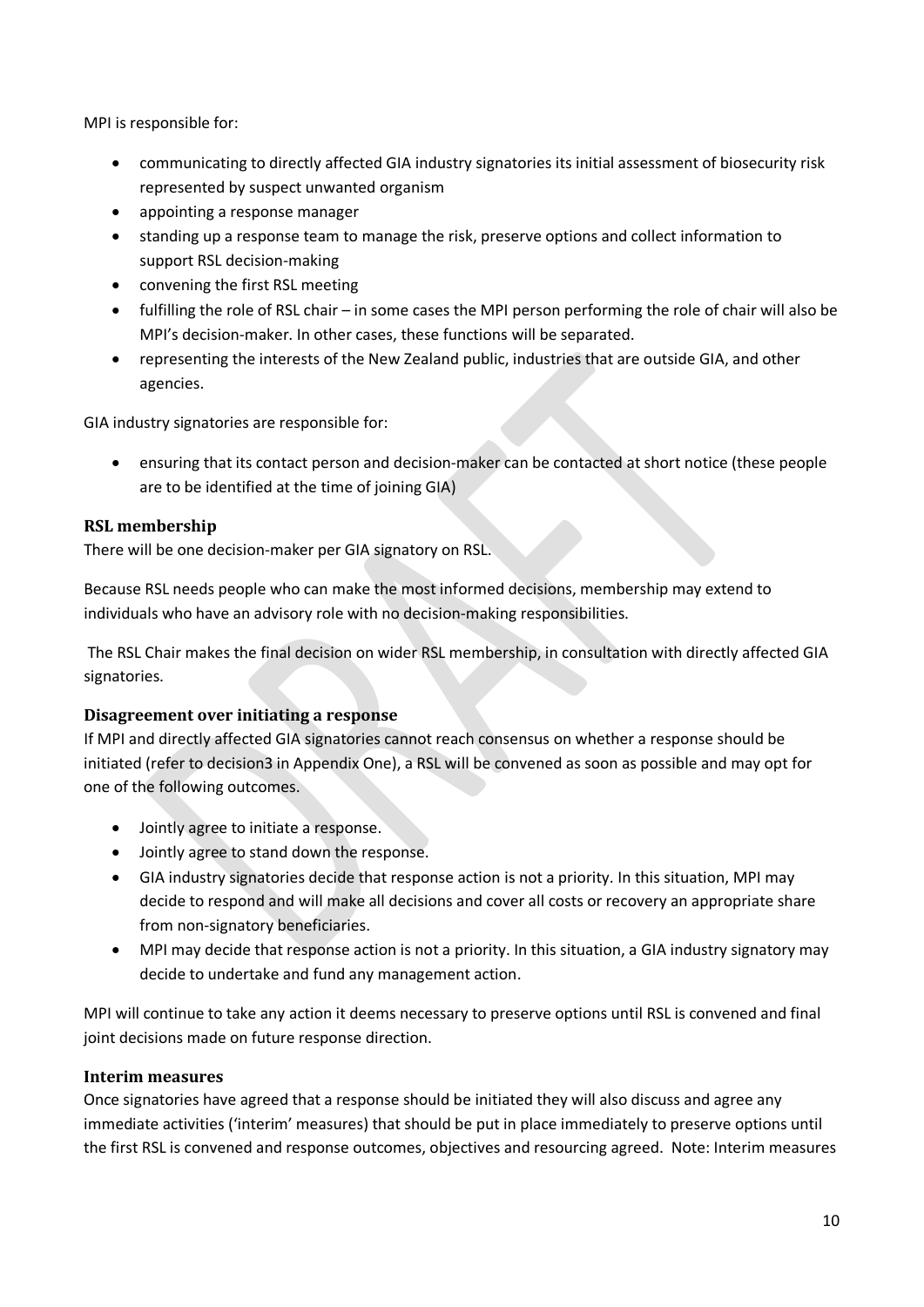MPI is responsible for:

- communicating to directly affected GIA industry signatories its initial assessment of biosecurity risk represented by suspect unwanted organism
- appointing a response manager
- standing up a response team to manage the risk, preserve options and collect information to support RSL decision-making
- convening the first RSL meeting
- fulfilling the role of RSL chair – in some cases the MPI person performing the role of chair will also be MPI's decision-maker. In other cases, these functions will be separated.
- representing the interests of the New Zealand public, industries that are outside GIA, and other agencies.

GIA industry signatories are responsible for:

- ensuring that its contact person and decision-maker can be contacted at short notice (these people are to be identified at the time of joining GIA)

### RSL membership

There will be one decision-maker per GIA signatory on RSL.

Because RSL needs people who can make the most informed decisions, membership may extend to individuals who have an advisory role with no decision-making responsibilities.

The RSL Chair makes the final decision on wider RSL membership, in consultation with directly affected GIA signatories.

### Disagreement over initiating a response

If MPI and directly affected GIA signatories cannot reach consensus on whether a response should be initiated (refer to decision3 in Appendix One), a RSL will be convened as soon as possible and may opt for one of the following outcomes.

- Jointly agree to initiate a response.
- Jointly agree to stand down the response.
- GIA industry signatories decide that response action is not a priority. In this situation, MPI may decide to respond and will make all decisions and cover all costs or recovery an appropriate share from non-signatory beneficiaries.
- MPI may decide that response action is not a priority. In this situation, a GIA industry signatory may decide to undertake and fund any management action.

MPI will continue to take any action it deems necessary to preserve options until RSL is convened and final joint decisions made on future response direction.

### Interim measures

Once signatories have agreed that a response should be initiated they will also discuss and agree any immediate activities ('interim' measures) that should be put in place immediately to preserve options until the first RSL is convened and response outcomes, objectives and resourcing agreed. Note: Interim measures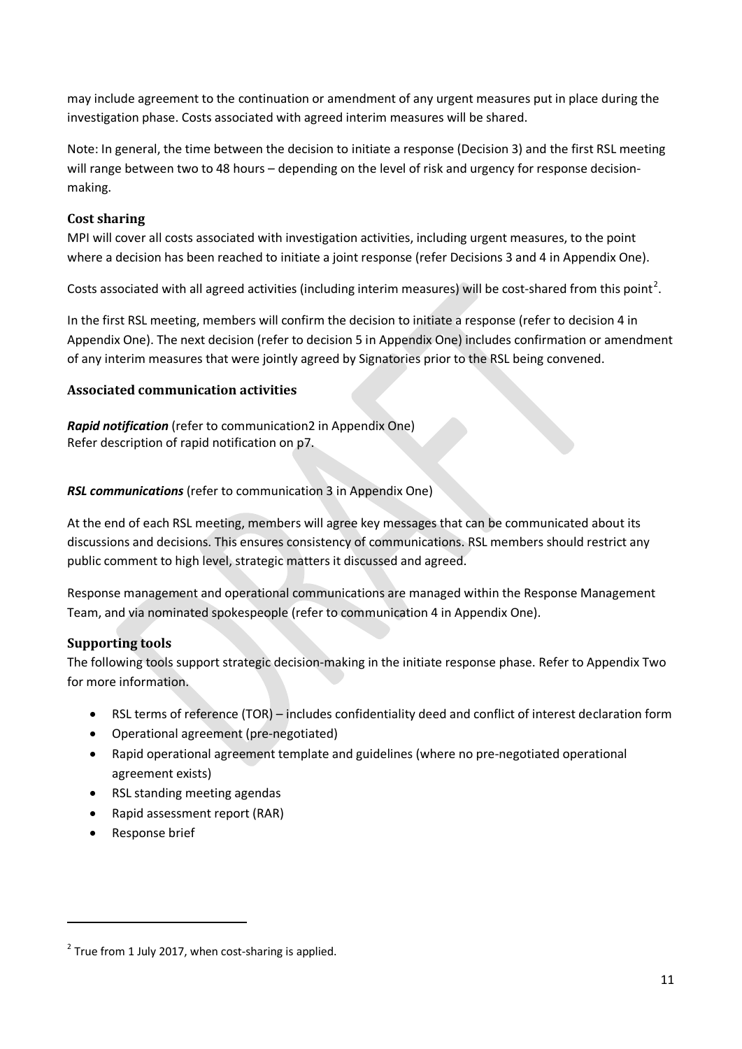may include agreement to the continuation or amendment of any urgent measures put in place during the investigation phase. Costs associated with agreed interim measures will be shared.

Note: In general, the time between the decision to initiate a response (Decision 3) and the first RSL meeting will range between two to 48 hours – depending on the level of risk and urgency for response decision-making.

### Cost sharing

MPI will cover all costs associated with investigation activities, including urgent measures, to the point where a decision has been reached to initiate a joint response (refer Decisions 3 and 4 in Appendix One).

Costs associated with all agreed activities (including interim measures) will be cost-shared from this point[2].

In the first RSL meeting, members will confirm the decision to initiate a response (refer to decision 4 in Appendix One). The next decision (refer to decision 5 in Appendix One) includes confirmation or amendment of any interim measures that were jointly agreed by Signatories prior to the RSL being convened.

### Associated communication activities

***Rapid notification*** (refer to communication2 in Appendix One)
Refer description of rapid notification on p7.

***RSL communications*** (refer to communication 3 in Appendix One)

At the end of each RSL meeting, members will agree key messages that can be communicated about its discussions and decisions. This ensures consistency of communications. RSL members should restrict any public comment to high level, strategic matters it discussed and agreed.

Response management and operational communications are managed within the Response Management Team, and via nominated spokespeople (refer to communication 4 in Appendix One).

### Supporting tools

The following tools support strategic decision-making in the initiate response phase. Refer to Appendix Two for more information.

- RSL terms of reference (TOR) – includes confidentiality deed and conflict of interest declaration form
- Operational agreement (pre-negotiated)
- Rapid operational agreement template and guidelines (where no pre-negotiated operational agreement exists)
- RSL standing meeting agendas
- Rapid assessment report (RAR)
- Response brief

[2] True from 1 July 2017, when cost-sharing is applied.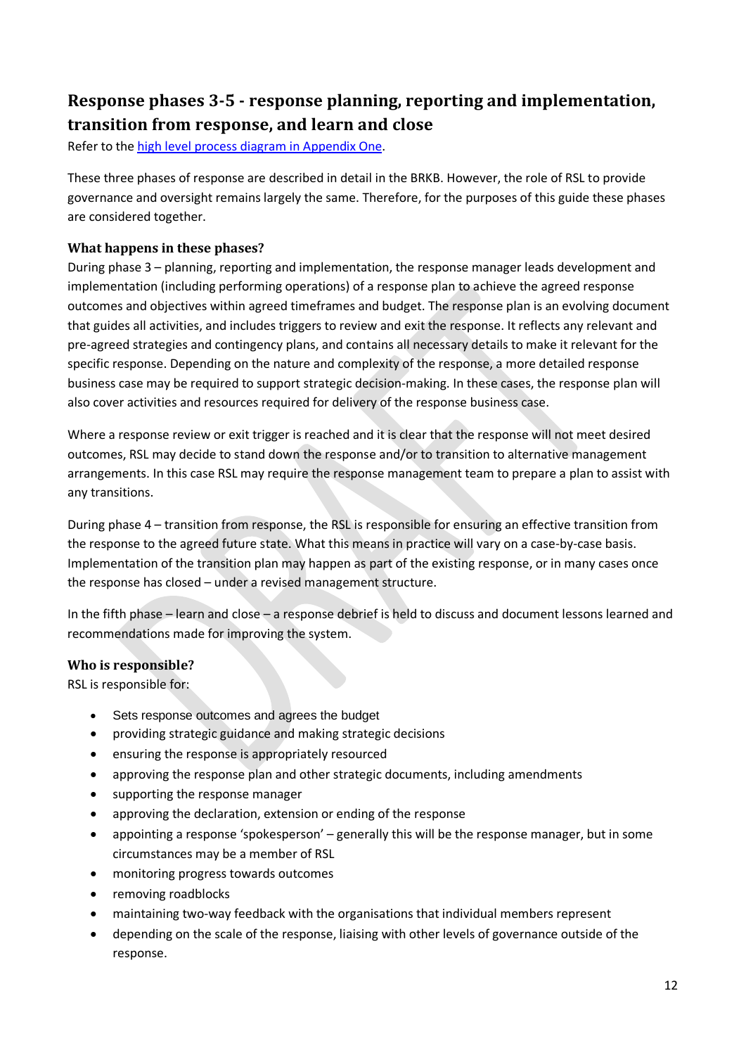## Response phases 3-5 - response planning, reporting and implementation, transition from response, and learn and close

Refer to the [high level process diagram in Appendix One](#).

These three phases of response are described in detail in the BRKB. However, the role of RSL to provide governance and oversight remains largely the same. Therefore, for the purposes of this guide these phases are considered together.

### What happens in these phases?

During phase 3 – planning, reporting and implementation, the response manager leads development and implementation (including performing operations) of a response plan to achieve the agreed response outcomes and objectives within agreed timeframes and budget. The response plan is an evolving document that guides all activities, and includes triggers to review and exit the response. It reflects any relevant and pre-agreed strategies and contingency plans, and contains all necessary details to make it relevant for the specific response. Depending on the nature and complexity of the response, a more detailed response business case may be required to support strategic decision-making. In these cases, the response plan will also cover activities and resources required for delivery of the response business case.

Where a response review or exit trigger is reached and it is clear that the response will not meet desired outcomes, RSL may decide to stand down the response and/or to transition to alternative management arrangements. In this case RSL may require the response management team to prepare a plan to assist with any transitions.

During phase 4 – transition from response, the RSL is responsible for ensuring an effective transition from the response to the agreed future state. What this means in practice will vary on a case-by-case basis. Implementation of the transition plan may happen as part of the existing response, or in many cases once the response has closed – under a revised management structure.

In the fifth phase – learn and close – a response debrief is held to discuss and document lessons learned and recommendations made for improving the system.

### Who is responsible?

RSL is responsible for:

- Sets response outcomes and agrees the budget
- providing strategic guidance and making strategic decisions
- ensuring the response is appropriately resourced
- approving the response plan and other strategic documents, including amendments
- supporting the response manager
- approving the declaration, extension or ending of the response
- appointing a response 'spokesperson' – generally this will be the response manager, but in some circumstances may be a member of RSL
- monitoring progress towards outcomes
- removing roadblocks
- maintaining two-way feedback with the organisations that individual members represent
- depending on the scale of the response, liaising with other levels of governance outside of the response.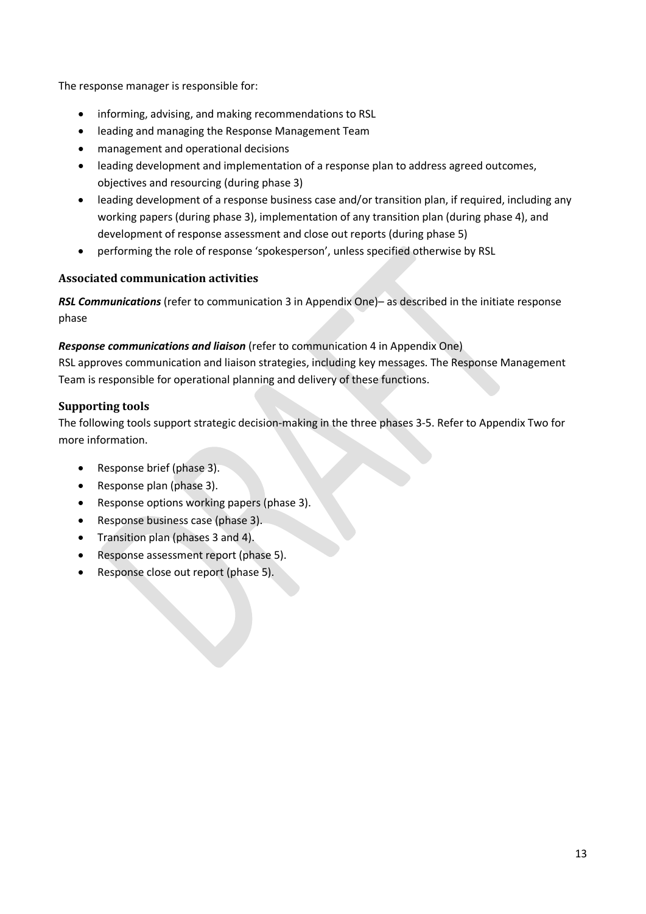The response manager is responsible for:

- informing, advising, and making recommendations to RSL
- leading and managing the Response Management Team
- management and operational decisions
- leading development and implementation of a response plan to address agreed outcomes, objectives and resourcing (during phase 3)
- leading development of a response business case and/or transition plan, if required, including any working papers (during phase 3), implementation of any transition plan (during phase 4), and development of response assessment and close out reports (during phase 5)
- performing the role of response 'spokesperson', unless specified otherwise by RSL

### Associated communication activities

***RSL Communications*** (refer to communication 3 in Appendix One)– as described in the initiate response phase

***Response communications and liaison*** (refer to communication 4 in Appendix One)
RSL approves communication and liaison strategies, including key messages. The Response Management Team is responsible for operational planning and delivery of these functions.

### Supporting tools

The following tools support strategic decision-making in the three phases 3-5. Refer to Appendix Two for more information.

- Response brief (phase 3).
- Response plan (phase 3).
- Response options working papers (phase 3).
- Response business case (phase 3).
- Transition plan (phases 3 and 4).
- Response assessment report (phase 5).
- Response close out report (phase 5).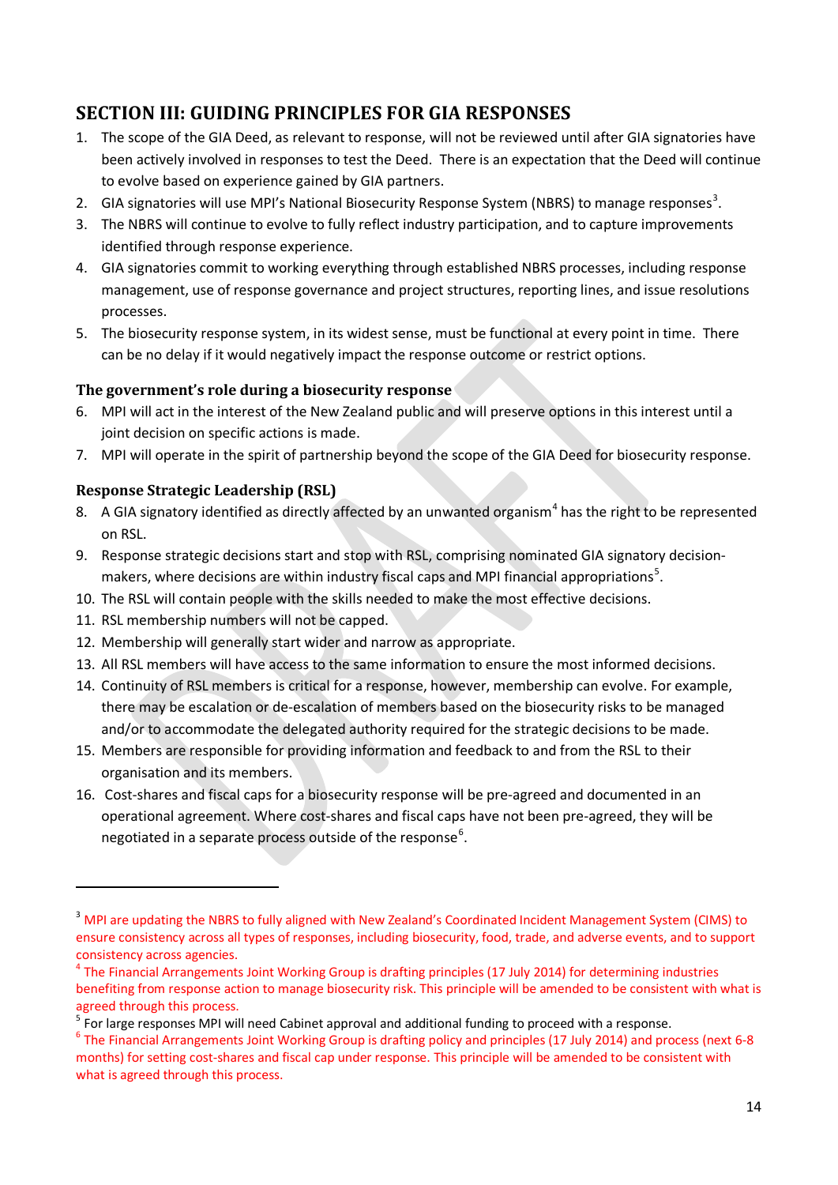## SECTION III: GUIDING PRINCIPLES FOR GIA RESPONSES

1. The scope of the GIA Deed, as relevant to response, will not be reviewed until after GIA signatories have been actively involved in responses to test the Deed. There is an expectation that the Deed will continue to evolve based on experience gained by GIA partners.
2. GIA signatories will use MPI's National Biosecurity Response System (NBRS) to manage responses[3].
3. The NBRS will continue to evolve to fully reflect industry participation, and to capture improvements identified through response experience.
4. GIA signatories commit to working everything through established NBRS processes, including response management, use of response governance and project structures, reporting lines, and issue resolutions processes.
5. The biosecurity response system, in its widest sense, must be functional at every point in time. There can be no delay if it would negatively impact the response outcome or restrict options.

### The government's role during a biosecurity response

6. MPI will act in the interest of the New Zealand public and will preserve options in this interest until a joint decision on specific actions is made.
7. MPI will operate in the spirit of partnership beyond the scope of the GIA Deed for biosecurity response.

### Response Strategic Leadership (RSL)

8. A GIA signatory identified as directly affected by an unwanted organism[4] has the right to be represented on RSL.
9. Response strategic decisions start and stop with RSL, comprising nominated GIA signatory decision-makers, where decisions are within industry fiscal caps and MPI financial appropriations[5].
10. The RSL will contain people with the skills needed to make the most effective decisions.
11. RSL membership numbers will not be capped.
12. Membership will generally start wider and narrow as appropriate.
13. All RSL members will have access to the same information to ensure the most informed decisions.
14. Continuity of RSL members is critical for a response, however, membership can evolve. For example, there may be escalation or de-escalation of members based on the biosecurity risks to be managed and/or to accommodate the delegated authority required for the strategic decisions to be made.
15. Members are responsible for providing information and feedback to and from the RSL to their organisation and its members.
16. Cost-shares and fiscal caps for a biosecurity response will be pre-agreed and documented in an operational agreement. Where cost-shares and fiscal caps have not been pre-agreed, they will be negotiated in a separate process outside of the response[6].

---

[3] MPI are updating the NBRS to fully aligned with New Zealand's Coordinated Incident Management System (CIMS) to ensure consistency across all types of responses, including biosecurity, food, trade, and adverse events, and to support consistency across agencies.

[4] The Financial Arrangements Joint Working Group is drafting principles (17 July 2014) for determining industries benefiting from response action to manage biosecurity risk. This principle will be amended to be consistent with what is agreed through this process.

[5] For large responses MPI will need Cabinet approval and additional funding to proceed with a response.

[6] The Financial Arrangements Joint Working Group is drafting policy and principles (17 July 2014) and process (next 6-8 months) for setting cost-shares and fiscal cap under response. This principle will be amended to be consistent with what is agreed through this process.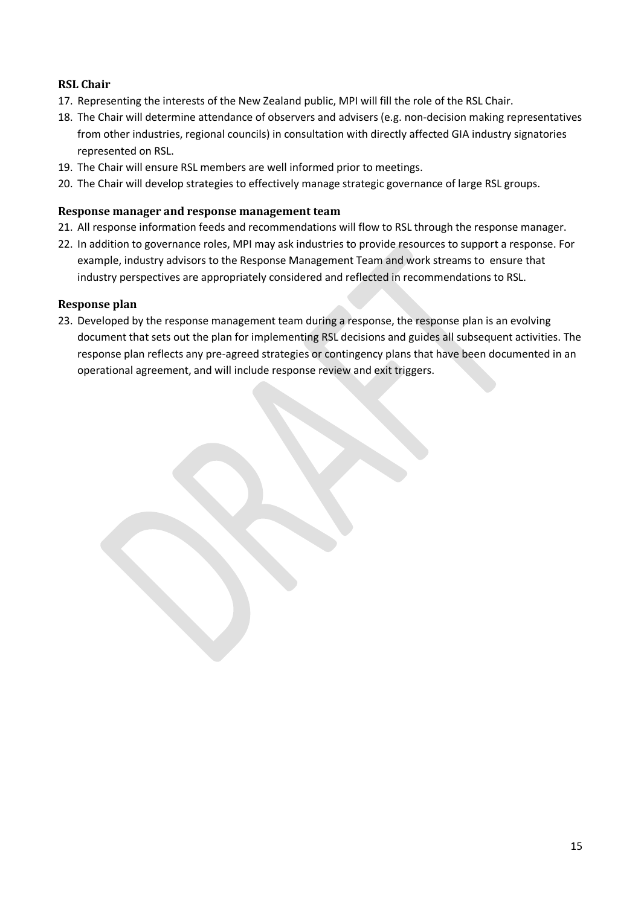### RSL Chair

17. Representing the interests of the New Zealand public, MPI will fill the role of the RSL Chair.
18. The Chair will determine attendance of observers and advisers (e.g. non-decision making representatives from other industries, regional councils) in consultation with directly affected GIA industry signatories represented on RSL.
19. The Chair will ensure RSL members are well informed prior to meetings.
20. The Chair will develop strategies to effectively manage strategic governance of large RSL groups.

### Response manager and response management team

21. All response information feeds and recommendations will flow to RSL through the response manager.
22. In addition to governance roles, MPI may ask industries to provide resources to support a response. For example, industry advisors to the Response Management Team and work streams to ensure that industry perspectives are appropriately considered and reflected in recommendations to RSL.

### Response plan

23. Developed by the response management team during a response, the response plan is an evolving document that sets out the plan for implementing RSL decisions and guides all subsequent activities. The response plan reflects any pre-agreed strategies or contingency plans that have been documented in an operational agreement, and will include response review and exit triggers.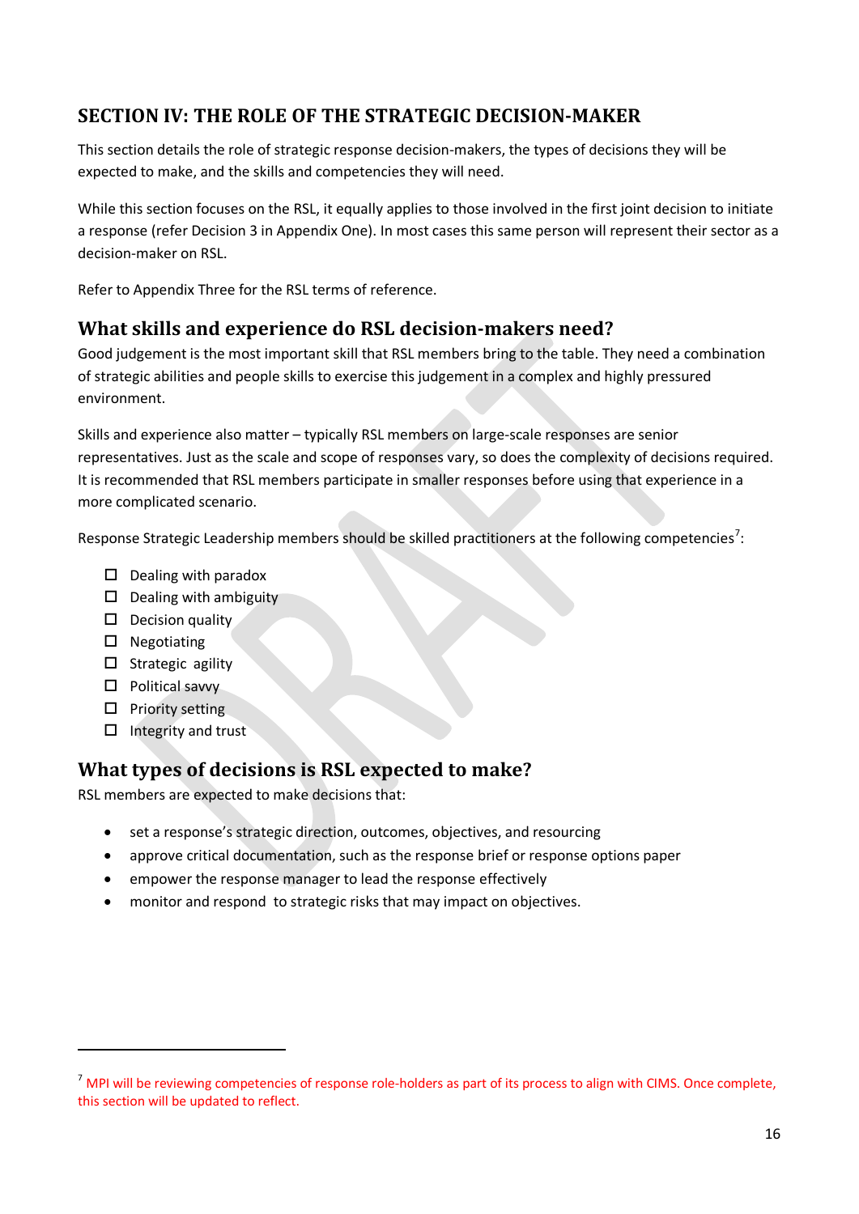## SECTION IV: THE ROLE OF THE STRATEGIC DECISION-MAKER

This section details the role of strategic response decision-makers, the types of decisions they will be expected to make, and the skills and competencies they will need.

While this section focuses on the RSL, it equally applies to those involved in the first joint decision to initiate a response (refer Decision 3 in Appendix One). In most cases this same person will represent their sector as a decision-maker on RSL.

Refer to Appendix Three for the RSL terms of reference.

### What skills and experience do RSL decision-makers need?

Good judgement is the most important skill that RSL members bring to the table. They need a combination of strategic abilities and people skills to exercise this judgement in a complex and highly pressured environment.

Skills and experience also matter – typically RSL members on large-scale responses are senior representatives. Just as the scale and scope of responses vary, so does the complexity of decisions required. It is recommended that RSL members participate in smaller responses before using that experience in a more complicated scenario.

Response Strategic Leadership members should be skilled practitioners at the following competencies[7]:

- ☐ Dealing with paradox
- ☐ Dealing with ambiguity
- ☐ Decision quality
- ☐ Negotiating
- ☐ Strategic agility
- ☐ Political savvy
- ☐ Priority setting
- ☐ Integrity and trust

### What types of decisions is RSL expected to make?

RSL members are expected to make decisions that:

- set a response's strategic direction, outcomes, objectives, and resourcing
- approve critical documentation, such as the response brief or response options paper
- empower the response manager to lead the response effectively
- monitor and respond to strategic risks that may impact on objectives.

---

[7] MPI will be reviewing competencies of response role-holders as part of its process to align with CIMS. Once complete, this section will be updated to reflect.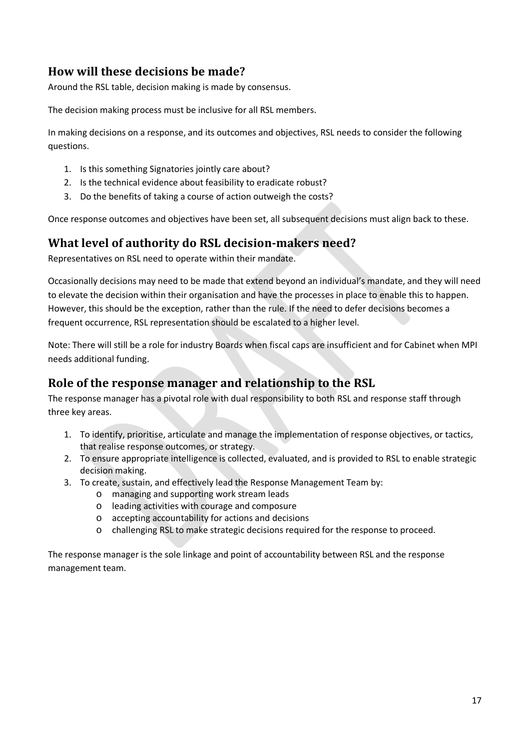## How will these decisions be made?

Around the RSL table, decision making is made by consensus.

The decision making process must be inclusive for all RSL members.

In making decisions on a response, and its outcomes and objectives, RSL needs to consider the following questions.

1. Is this something Signatories jointly care about?
2. Is the technical evidence about feasibility to eradicate robust?
3. Do the benefits of taking a course of action outweigh the costs?

Once response outcomes and objectives have been set, all subsequent decisions must align back to these.

## What level of authority do RSL decision-makers need?

Representatives on RSL need to operate within their mandate.

Occasionally decisions may need to be made that extend beyond an individual's mandate, and they will need to elevate the decision within their organisation and have the processes in place to enable this to happen. However, this should be the exception, rather than the rule. If the need to defer decisions becomes a frequent occurrence, RSL representation should be escalated to a higher level.

Note: There will still be a role for industry Boards when fiscal caps are insufficient and for Cabinet when MPI needs additional funding.

## Role of the response manager and relationship to the RSL

The response manager has a pivotal role with dual responsibility to both RSL and response staff through three key areas.

1. To identify, prioritise, articulate and manage the implementation of response objectives, or tactics, that realise response outcomes, or strategy.
2. To ensure appropriate intelligence is collected, evaluated, and is provided to RSL to enable strategic decision making.
3. To create, sustain, and effectively lead the Response Management Team by:
    - managing and supporting work stream leads
    - leading activities with courage and composure
    - accepting accountability for actions and decisions
    - challenging RSL to make strategic decisions required for the response to proceed.

The response manager is the sole linkage and point of accountability between RSL and the response management team.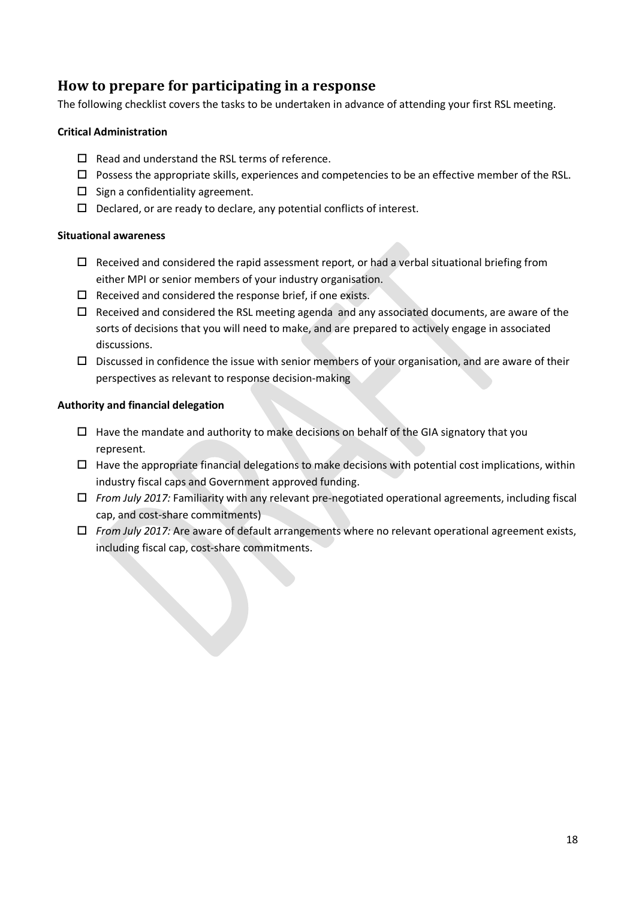## How to prepare for participating in a response

The following checklist covers the tasks to be undertaken in advance of attending your first RSL meeting.

**Critical Administration**

- ☐ Read and understand the RSL terms of reference.
- ☐ Possess the appropriate skills, experiences and competencies to be an effective member of the RSL.
- ☐ Sign a confidentiality agreement.
- ☐ Declared, or are ready to declare, any potential conflicts of interest.

**Situational awareness**

- ☐ Received and considered the rapid assessment report, or had a verbal situational briefing from either MPI or senior members of your industry organisation.
- ☐ Received and considered the response brief, if one exists.
- ☐ Received and considered the RSL meeting agenda and any associated documents, are aware of the sorts of decisions that you will need to make, and are prepared to actively engage in associated discussions.
- ☐ Discussed in confidence the issue with senior members of your organisation, and are aware of their perspectives as relevant to response decision-making

**Authority and financial delegation**

- ☐ Have the mandate and authority to make decisions on behalf of the GIA signatory that you represent.
- ☐ Have the appropriate financial delegations to make decisions with potential cost implications, within industry fiscal caps and Government approved funding.
- ☐ *From July 2017:* Familiarity with any relevant pre-negotiated operational agreements, including fiscal cap, and cost-share commitments)
- ☐ *From July 2017:* Are aware of default arrangements where no relevant operational agreement exists, including fiscal cap, cost-share commitments.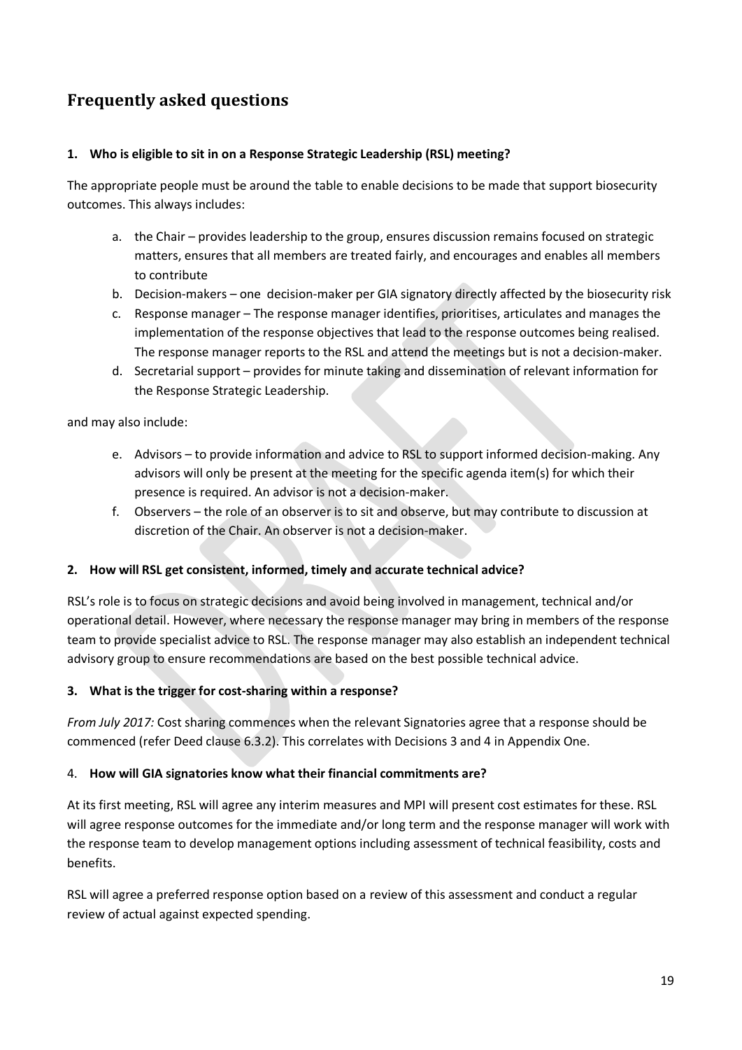## Frequently asked questions

**1. Who is eligible to sit in on a Response Strategic Leadership (RSL) meeting?**

The appropriate people must be around the table to enable decisions to be made that support biosecurity outcomes. This always includes:

a. the Chair – provides leadership to the group, ensures discussion remains focused on strategic matters, ensures that all members are treated fairly, and encourages and enables all members to contribute
b. Decision-makers – one decision-maker per GIA signatory directly affected by the biosecurity risk
c. Response manager – The response manager identifies, prioritises, articulates and manages the implementation of the response objectives that lead to the response outcomes being realised. The response manager reports to the RSL and attend the meetings but is not a decision-maker.
d. Secretarial support – provides for minute taking and dissemination of relevant information for the Response Strategic Leadership.

and may also include:

e. Advisors – to provide information and advice to RSL to support informed decision-making. Any advisors will only be present at the meeting for the specific agenda item(s) for which their presence is required. An advisor is not a decision-maker.
f. Observers – the role of an observer is to sit and observe, but may contribute to discussion at discretion of the Chair. An observer is not a decision-maker.

**2. How will RSL get consistent, informed, timely and accurate technical advice?**

RSL's role is to focus on strategic decisions and avoid being involved in management, technical and/or operational detail. However, where necessary the response manager may bring in members of the response team to provide specialist advice to RSL. The response manager may also establish an independent technical advisory group to ensure recommendations are based on the best possible technical advice.

**3. What is the trigger for cost-sharing within a response?**

*From July 2017:* Cost sharing commences when the relevant Signatories agree that a response should be commenced (refer Deed clause 6.3.2). This correlates with Decisions 3 and 4 in Appendix One.

4. **How will GIA signatories know what their financial commitments are?**

At its first meeting, RSL will agree any interim measures and MPI will present cost estimates for these. RSL will agree response outcomes for the immediate and/or long term and the response manager will work with the response team to develop management options including assessment of technical feasibility, costs and benefits.

RSL will agree a preferred response option based on a review of this assessment and conduct a regular review of actual against expected spending.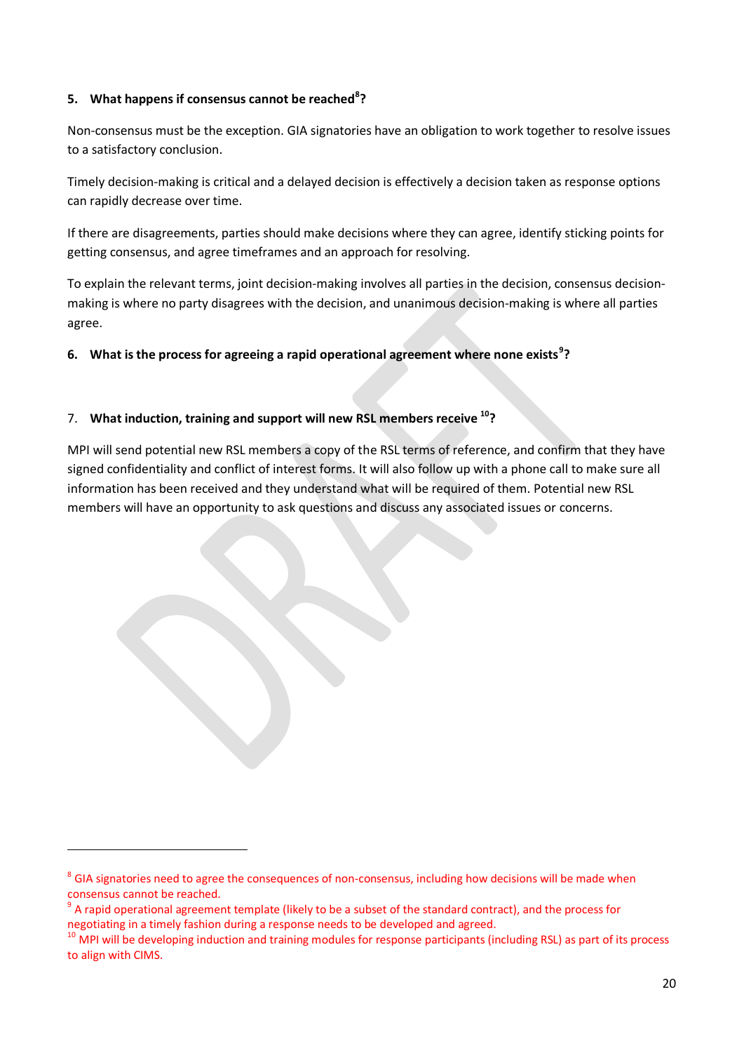**5. What happens if consensus cannot be reached[8]?**

Non-consensus must be the exception. GIA signatories have an obligation to work together to resolve issues to a satisfactory conclusion.

Timely decision-making is critical and a delayed decision is effectively a decision taken as response options can rapidly decrease over time.

If there are disagreements, parties should make decisions where they can agree, identify sticking points for getting consensus, and agree timeframes and an approach for resolving.

To explain the relevant terms, joint decision-making involves all parties in the decision, consensus decision-making is where no party disagrees with the decision, and unanimous decision-making is where all parties agree.

**6. What is the process for agreeing a rapid operational agreement where none exists[9]?**

7. **What induction, training and support will new RSL members receive [10]?**

MPI will send potential new RSL members a copy of the RSL terms of reference, and confirm that they have signed confidentiality and conflict of interest forms. It will also follow up with a phone call to make sure all information has been received and they understand what will be required of them. Potential new RSL members will have an opportunity to ask questions and discuss any associated issues or concerns.

---

[8] GIA signatories need to agree the consequences of non-consensus, including how decisions will be made when consensus cannot be reached.

[9] A rapid operational agreement template (likely to be a subset of the standard contract), and the process for negotiating in a timely fashion during a response needs to be developed and agreed.

[10] MPI will be developing induction and training modules for response participants (including RSL) as part of its process to align with CIMS.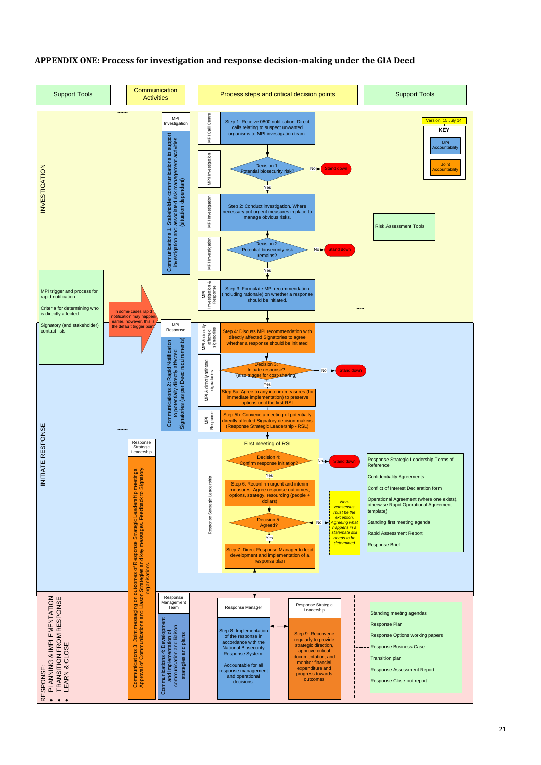# APPENDIX ONE: Process for investigation and response decision-making under the GIA Deed

Version: 15 July 14

**KEY**
- MPI Accountability
- Joint Accountability

| Support Tools | Communication Activities | Process steps and critical decision points | Support Tools |
|---|---|---|---|

## INVESTIGATION

**Communications 1:** Stakeholder communications to support investigation and associated risk management activities (situation dependant) — MPI Investigation

- **MPI Call Centre** — Step 1: Receive 0800 notification. Direct calls relating to suspect unwanted organisms to MPI investigation team.
- **MPI Investigation** — Decision 1: Potential biosecurity risk? — No → Stand down; Yes ↓
- **MPI Investigation** — Step 2: Conduct investigation. Where necessary put urgent measures in place to manage obvious risks.
- **MPI Investigation** — Decision 2: Potential biosecurity risk remains? — No → Stand down; Yes ↓
- **MPI Investigation & Response** — Step 3: Formulate MPI recommendation (including rationale) on whether a response should be initiated.

Support Tools: Risk Assessment Tools

Support Tools:
- MPI trigger and process for rapid notification
- Criteria for determining who is directly affected
- Signatory (and stakeholder) contact lists

In some cases rapid notification may happen earlier, however, this is the default trigger point

## INITIATE RESPONSE

**Communications 2:** Rapid Notification to potentially directly affected Signatories (as per Deed requirements) — MPI Response

- **MPI & directly affected signatories** — Step 4: Discuss MPI recommendation with directly affected Signatories to agree whether a response should be initiated
- **MPI & directly affected signatories** — Decision 3: Initiate response? (also trigger for cost-sharing) — No → Stand down; Yes ↓
- Step 5a: Agree to any interim measures (for immediate implementation) to preserve options until the first RSL
- **MPI Response** — Step 5b: Convene a meeting of potentially directly affected Signatory decision-makers (Response Strategic Leadership - RSL)

**Response Strategic Leadership** — First meeting of RSL
- Decision 4: Confirm response initiation? — No → Stand down; Yes ↓
- Step 6: Reconfirm urgent and interim measures. Agree response outcomes, options, strategy, resourcing (people + dollars)
- Decision 5: Agreed? — No → *Non-consensus must be the exception. Agreeing what happens in a stalemate still needs to be determined*; Yes ↓
- Step 7: Direct Response Manager to lead development and implementation of a response plan

Support Tools:
- Response Strategic Leadership Terms of Reference
- Confidentiality Agreements
- Conflict of Interest Declaration form
- Operational Agreement (where one exists), otherwise Rapid Operational Agreement template)
- Standing first meeting agenda
- Rapid Assessment Report
- Response Brief

**Communications 3:** Joint messaging on outcomes of Response Strategic Leadership meetings. Approval of Communications and Liaison Strategies and key messages. Feedback to Signatory organisations. — Response Strategic Leadership

## RESPONSE:
- PLANNING & IMPLEMENTATION
- TRANSITION FROM RESPONSE
- LEARN & CLOSE

**Communications 4:** Development and implementation of communication and liaison strategies and plans — Response Management Team

- **Response Manager** — Step 8: Implementation of the response in accordance with the National Biosecurity Response System. Accountable for all response management and operational decisions.
- **Response Strategic Leadership** — Step 9: Reconvene regularly to provide strategic direction, approve critical documentation, and monitor financial expenditure and progress towards outcomes

Support Tools:
- Standing meeting agendas
- Response Plan
- Response Options working papers
- Response Business Case
- Transition plan
- Response Assessment Report
- Response Close-out report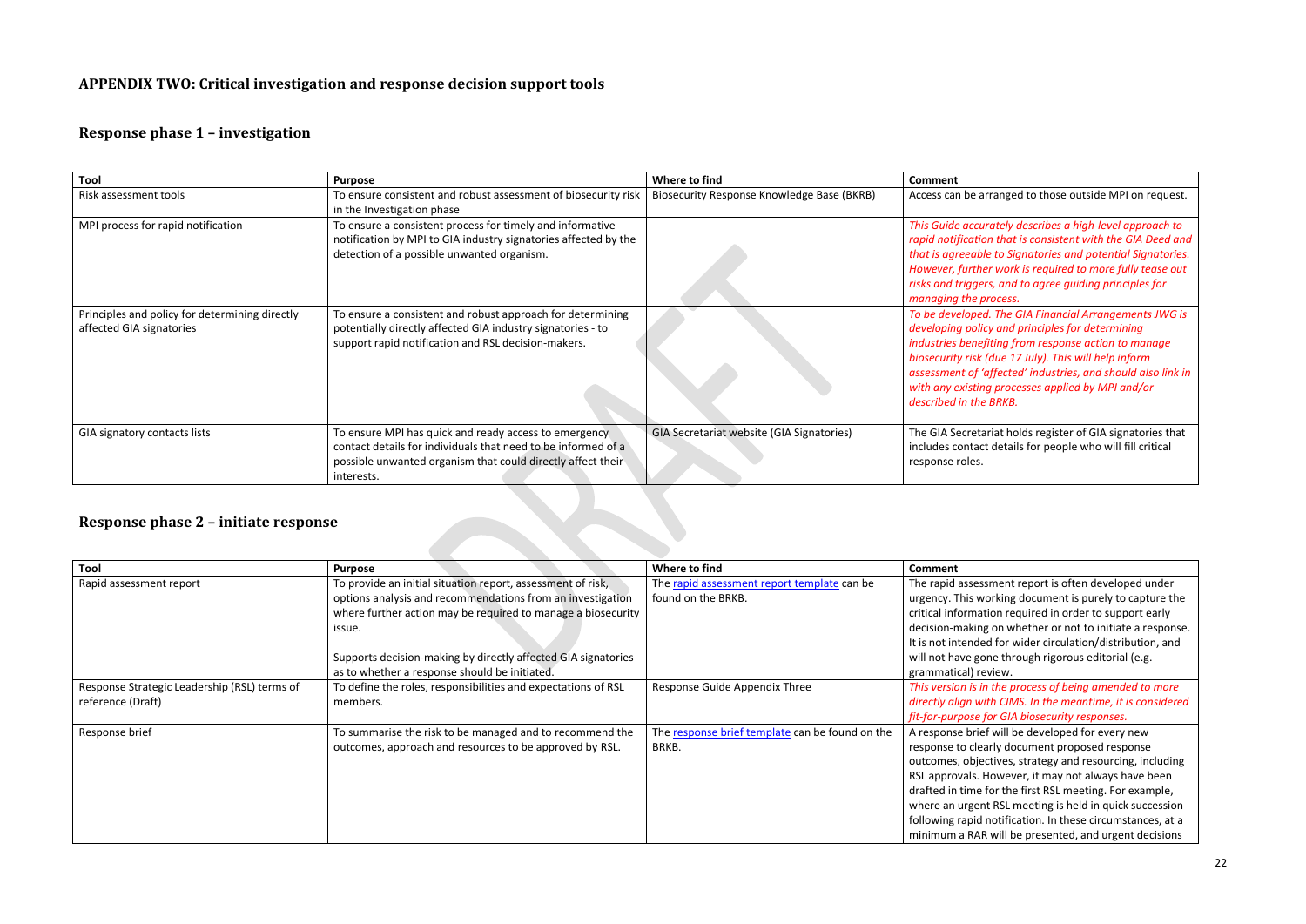# APPENDIX TWO: Critical investigation and response decision support tools

## Response phase 1 – investigation

| Tool | Purpose | Where to find | Comment |
|---|---|---|---|
| Risk assessment tools | To ensure consistent and robust assessment of biosecurity risk in the Investigation phase | Biosecurity Response Knowledge Base (BKRB) | Access can be arranged to those outside MPI on request. |
| MPI process for rapid notification | To ensure a consistent process for timely and informative notification by MPI to GIA industry signatories affected by the detection of a possible unwanted organism. | | *This Guide accurately describes a high-level approach to rapid notification that is consistent with the GIA Deed and that is agreeable to Signatories and potential Signatories. However, further work is required to more fully tease out risks and triggers, and to agree guiding principles for managing the process.* |
| Principles and policy for determining directly affected GIA signatories | To ensure a consistent and robust approach for determining potentially directly affected GIA industry signatories - to support rapid notification and RSL decision-makers. | | *To be developed. The GIA Financial Arrangements JWG is developing policy and principles for determining industries benefiting from response action to manage biosecurity risk (due 17 July). This will help inform assessment of 'affected' industries, and should also link in with any existing processes applied by MPI and/or described in the BRKB.* |
| GIA signatory contacts lists | To ensure MPI has quick and ready access to emergency contact details for individuals that need to be informed of a possible unwanted organism that could directly affect their interests. | GIA Secretariat website (GIA Signatories) | The GIA Secretariat holds register of GIA signatories that includes contact details for people who will fill critical response roles. |

## Response phase 2 – initiate response

| Tool | Purpose | Where to find | Comment |
|---|---|---|---|
| Rapid assessment report | To provide an initial situation report, assessment of risk, options analysis and recommendations from an investigation where further action may be required to manage a biosecurity issue.<br><br>Supports decision-making by directly affected GIA signatories as to whether a response should be initiated. | The rapid assessment report template can be found on the BRKB. | The rapid assessment report is often developed under urgency. This working document is purely to capture the critical information required in order to support early decision-making on whether or not to initiate a response. It is not intended for wider circulation/distribution, and will not have gone through rigorous editorial (e.g. grammatical) review. |
| Response Strategic Leadership (RSL) terms of reference (Draft) | To define the roles, responsibilities and expectations of RSL members. | Response Guide Appendix Three | *This version is in the process of being amended to more directly align with CIMS. In the meantime, it is considered fit-for-purpose for GIA biosecurity responses.* |
| Response brief | To summarise the risk to be managed and to recommend the outcomes, approach and resources to be approved by RSL. | The response brief template can be found on the BRKB. | A response brief will be developed for every new response to clearly document proposed response outcomes, objectives, strategy and resourcing, including RSL approvals. However, it may not always have been drafted in time for the first RSL meeting. For example, where an urgent RSL meeting is held in quick succession following rapid notification. In these circumstances, at a minimum a RAR will be presented, and urgent decisions |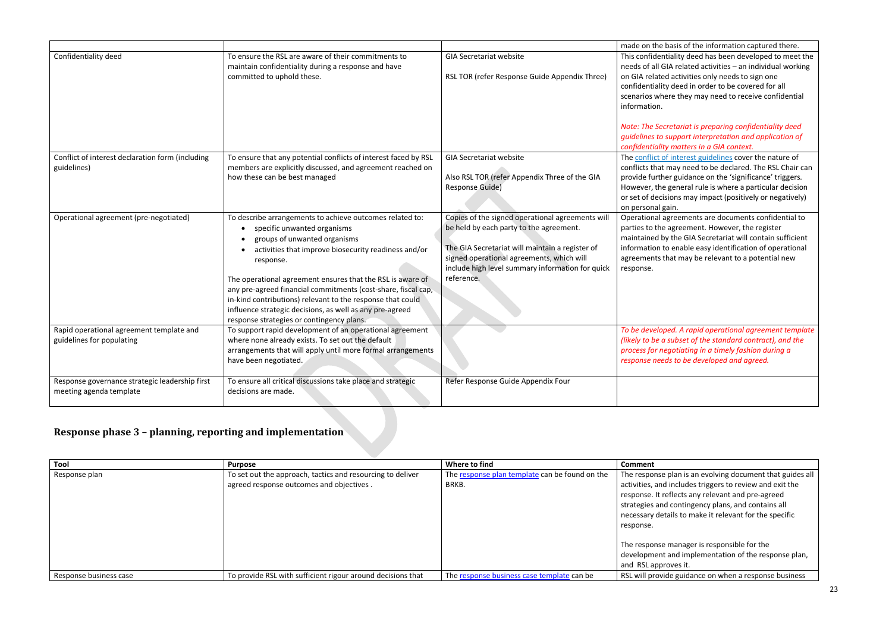| | | | made on the basis of the information captured there. |
|---|---|---|---|
| Confidentiality deed | To ensure the RSL are aware of their commitments to maintain confidentiality during a response and have committed to uphold these. | GIA Secretariat website<br><br>RSL TOR (refer Response Guide Appendix Three) | This confidentiality deed has been developed to meet the needs of all GIA related activities – an individual working on GIA related activities only needs to sign one confidentiality deed in order to be covered for all scenarios where they may need to receive confidential information.<br><br>*Note: The Secretariat is preparing confidentiality deed guidelines to support interpretation and application of confidentiality matters in a GIA context.* |
| Conflict of interest declaration form (including guidelines) | To ensure that any potential conflicts of interest faced by RSL members are explicitly discussed, and agreement reached on how these can be best managed | GIA Secretariat website<br><br>Also RSL TOR (refer Appendix Three of the GIA Response Guide) | The conflict of interest guidelines cover the nature of conflicts that may need to be declared. The RSL Chair can provide further guidance on the 'significance' triggers. However, the general rule is where a particular decision or set of decisions may impact (positively or negatively) on personal gain. |
| Operational agreement (pre-negotiated) | To describe arrangements to achieve outcomes related to:<br>• specific unwanted organisms<br>• groups of unwanted organisms<br>• activities that improve biosecurity readiness and/or response.<br><br>The operational agreement ensures that the RSL is aware of any pre-agreed financial commitments (cost-share, fiscal cap, in-kind contributions) relevant to the response that could influence strategic decisions, as well as any pre-agreed response strategies or contingency plans. | Copies of the signed operational agreements will be held by each party to the agreement.<br><br>The GIA Secretariat will maintain a register of signed operational agreements, which will include high level summary information for quick reference. | Operational agreements are documents confidential to parties to the agreement. However, the register maintained by the GIA Secretariat will contain sufficient information to enable easy identification of operational agreements that may be relevant to a potential new response. |
| Rapid operational agreement template and guidelines for populating | To support rapid development of an operational agreement where none already exists. To set out the default arrangements that will apply until more formal arrangements have been negotiated. | | *To be developed. A rapid operational agreement template (likely to be a subset of the standard contract), and the process for negotiating in a timely fashion during a response needs to be developed and agreed.* |
| Response governance strategic leadership first meeting agenda template | To ensure all critical discussions take place and strategic decisions are made. | Refer Response Guide Appendix Four | |

## Response phase 3 – planning, reporting and implementation

| Tool | Purpose | Where to find | Comment |
|---|---|---|---|
| Response plan | To set out the approach, tactics and resourcing to deliver agreed response outcomes and objectives . | The response plan template can be found on the BRKB. | The response plan is an evolving document that guides all activities, and includes triggers to review and exit the response. It reflects any relevant and pre-agreed strategies and contingency plans, and contains all necessary details to make it relevant for the specific response.<br><br>The response manager is responsible for the development and implementation of the response plan, and RSL approves it. |
| Response business case | To provide RSL with sufficient rigour around decisions that | The response business case template can be | RSL will provide guidance on when a response business |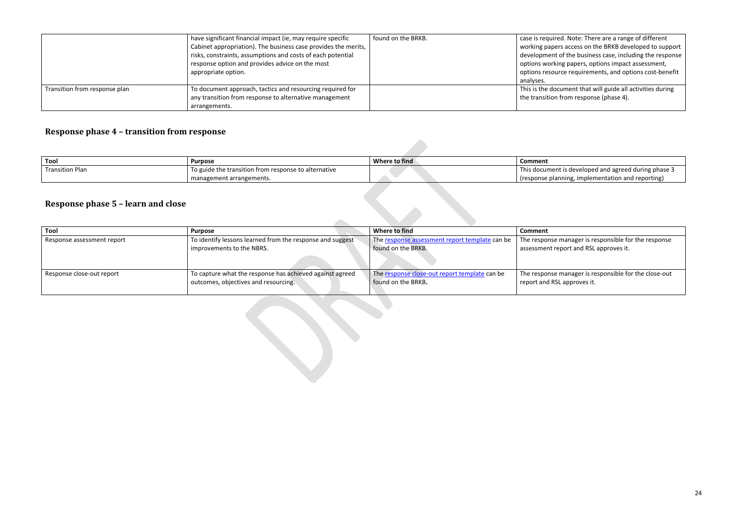|  | have significant financial impact (ie, may require specific Cabinet appropriation). The business case provides the merits, risks, constraints, assumptions and costs of each potential response option and provides advice on the most appropriate option. | found on the BRKB. | case is required. Note: There are a range of different working papers access on the BRKB developed to support development of the business case, including the response options working papers, options impact assessment, options resource requirements, and options cost-benefit analyses. |
|---|---|---|---|
| Transition from response plan | To document approach, tactics and resourcing required for any transition from response to alternative management arrangements. |  | This is the document that will guide all activities during the transition from response (phase 4). |

## Response phase 4 – transition from response

| Tool | Purpose | Where to find | Comment |
|---|---|---|---|
| Transition Plan | To guide the transition from response to alternative management arrangements. |  | This document is developed and agreed during phase 3 (response planning, implementation and reporting) |

## Response phase 5 – learn and close

| Tool | Purpose | Where to find | Comment |
|---|---|---|---|
| Response assessment report | To identify lessons learned from the response and suggest improvements to the NBRS. | The response assessment report template can be found on the BRKB. | The response manager is responsible for the response assessment report and RSL approves it. |
| Response close-out report | To capture what the response has achieved against agreed outcomes, objectives and resourcing. | The response close-out report template can be found on the BRKB. | The response manager is responsible for the close-out report and RSL approves it. |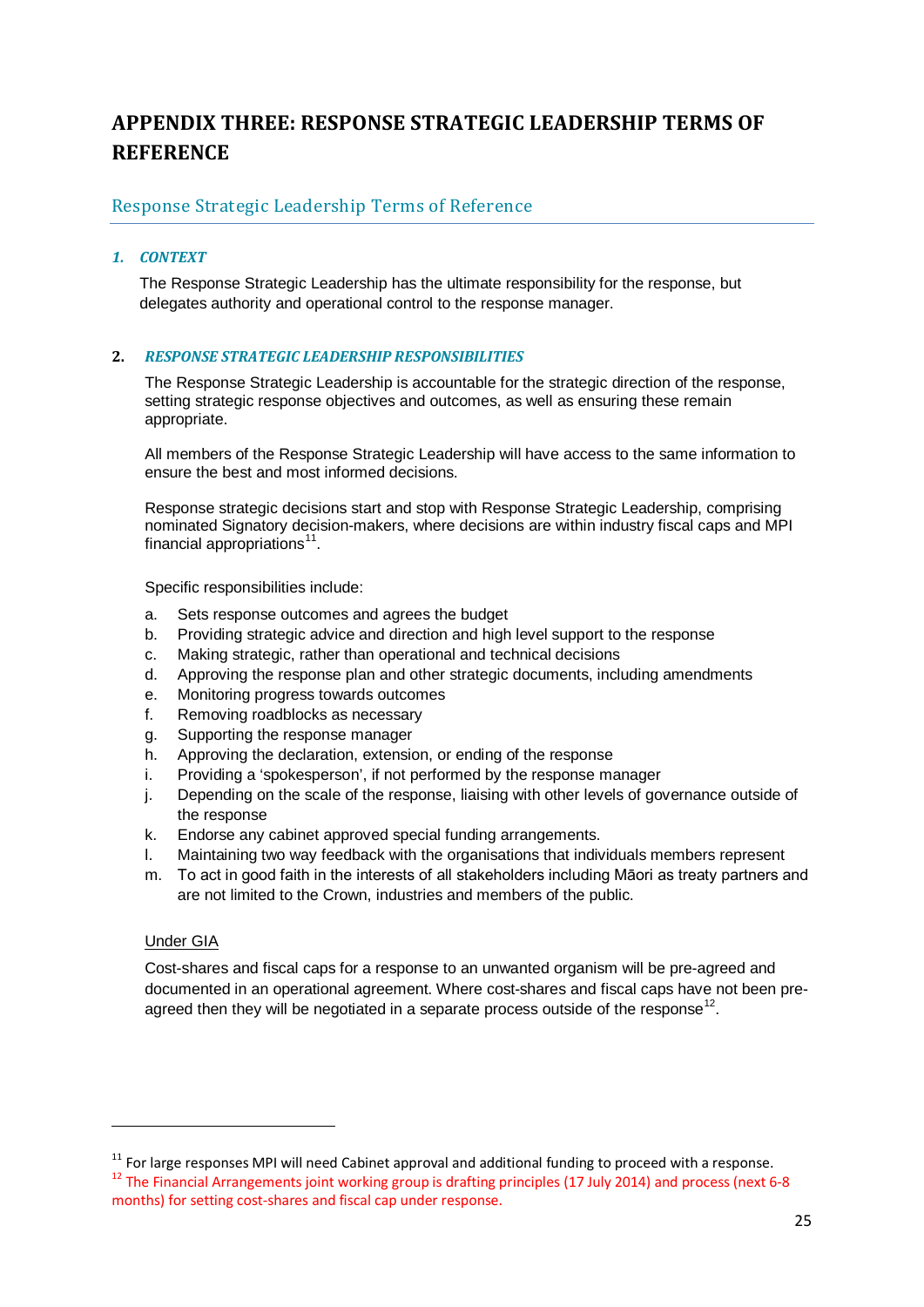# APPENDIX THREE: RESPONSE STRATEGIC LEADERSHIP TERMS OF REFERENCE

## Response Strategic Leadership Terms of Reference

### *1. CONTEXT*

The Response Strategic Leadership has the ultimate responsibility for the response, but delegates authority and operational control to the response manager.

### 2. *RESPONSE STRATEGIC LEADERSHIP RESPONSIBILITIES*

The Response Strategic Leadership is accountable for the strategic direction of the response, setting strategic response objectives and outcomes, as well as ensuring these remain appropriate.

All members of the Response Strategic Leadership will have access to the same information to ensure the best and most informed decisions.

Response strategic decisions start and stop with Response Strategic Leadership, comprising nominated Signatory decision-makers, where decisions are within industry fiscal caps and MPI financial appropriations[11].

Specific responsibilities include:

a. Sets response outcomes and agrees the budget
b. Providing strategic advice and direction and high level support to the response
c. Making strategic, rather than operational and technical decisions
d. Approving the response plan and other strategic documents, including amendments
e. Monitoring progress towards outcomes
f. Removing roadblocks as necessary
g. Supporting the response manager
h. Approving the declaration, extension, or ending of the response
i. Providing a 'spokesperson', if not performed by the response manager
j. Depending on the scale of the response, liaising with other levels of governance outside of the response
k. Endorse any cabinet approved special funding arrangements.
l. Maintaining two way feedback with the organisations that individuals members represent
m. To act in good faith in the interests of all stakeholders including Māori as treaty partners and are not limited to the Crown, industries and members of the public.

Under GIA

Cost-shares and fiscal caps for a response to an unwanted organism will be pre-agreed and documented in an operational agreement. Where cost-shares and fiscal caps have not been pre-agreed then they will be negotiated in a separate process outside of the response[12].

---

[11] For large responses MPI will need Cabinet approval and additional funding to proceed with a response.

[12] The Financial Arrangements joint working group is drafting principles (17 July 2014) and process (next 6-8 months) for setting cost-shares and fiscal cap under response.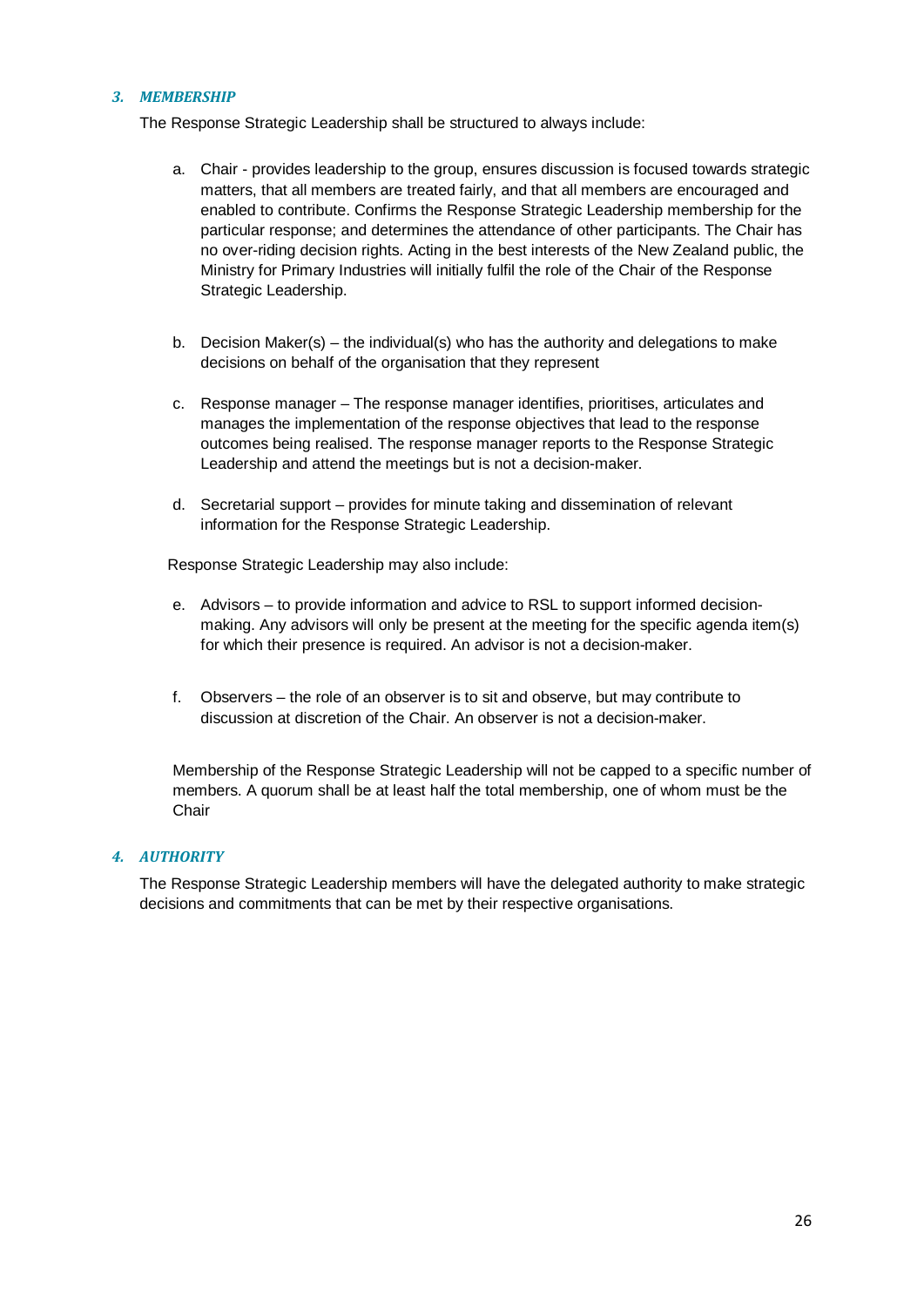### 3. *MEMBERSHIP*

The Response Strategic Leadership shall be structured to always include:

a. Chair - provides leadership to the group, ensures discussion is focused towards strategic matters, that all members are treated fairly, and that all members are encouraged and enabled to contribute. Confirms the Response Strategic Leadership membership for the particular response; and determines the attendance of other participants. The Chair has no over-riding decision rights. Acting in the best interests of the New Zealand public, the Ministry for Primary Industries will initially fulfil the role of the Chair of the Response Strategic Leadership.

b. Decision Maker(s) – the individual(s) who has the authority and delegations to make decisions on behalf of the organisation that they represent

c. Response manager – The response manager identifies, prioritises, articulates and manages the implementation of the response objectives that lead to the response outcomes being realised. The response manager reports to the Response Strategic Leadership and attend the meetings but is not a decision-maker.

d. Secretarial support – provides for minute taking and dissemination of relevant information for the Response Strategic Leadership.

Response Strategic Leadership may also include:

e. Advisors – to provide information and advice to RSL to support informed decision-making. Any advisors will only be present at the meeting for the specific agenda item(s) for which their presence is required. An advisor is not a decision-maker.

f. Observers – the role of an observer is to sit and observe, but may contribute to discussion at discretion of the Chair. An observer is not a decision-maker.

Membership of the Response Strategic Leadership will not be capped to a specific number of members. A quorum shall be at least half the total membership, one of whom must be the Chair

### 4. *AUTHORITY*

The Response Strategic Leadership members will have the delegated authority to make strategic decisions and commitments that can be met by their respective organisations.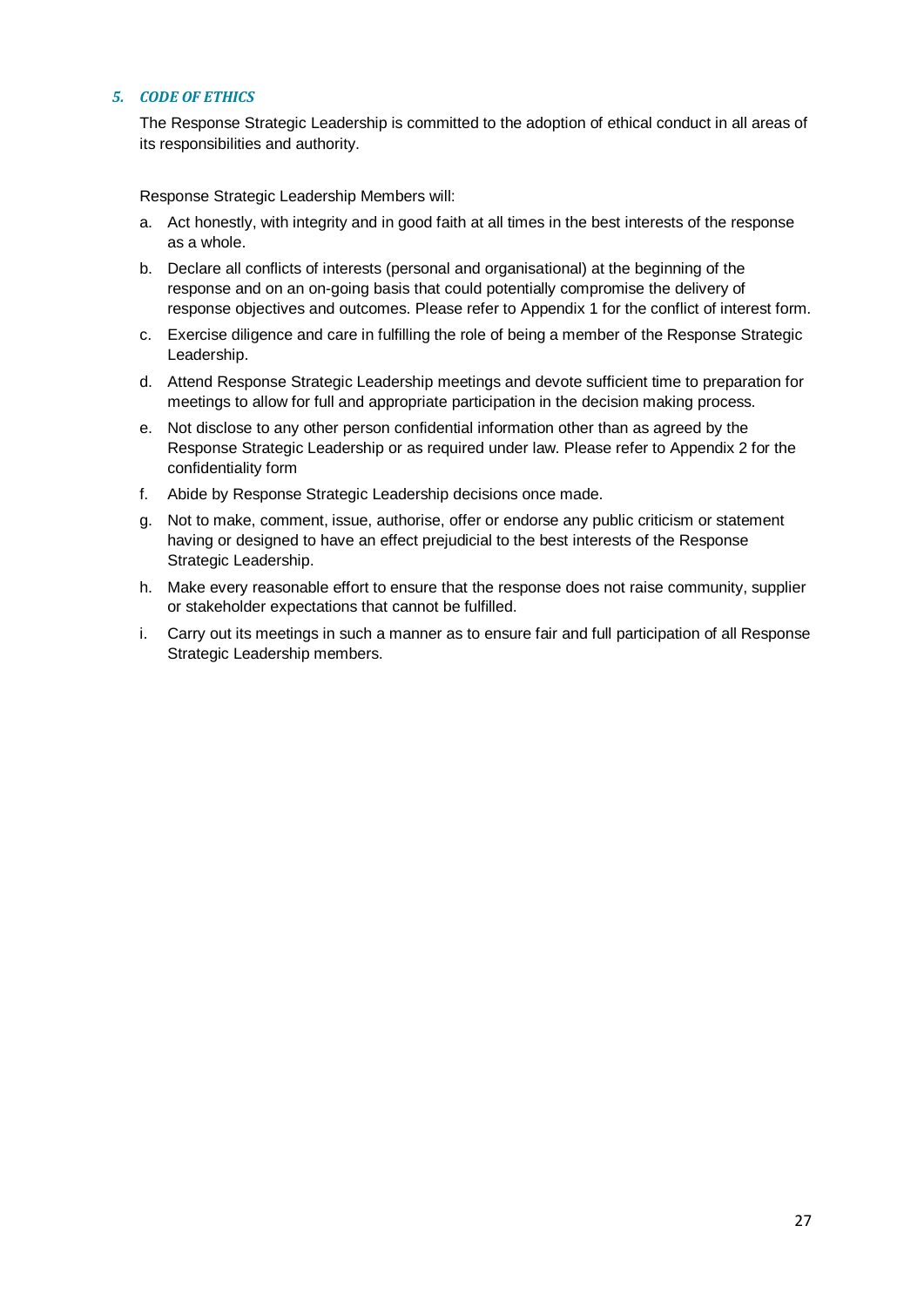## 5. *CODE OF ETHICS*

The Response Strategic Leadership is committed to the adoption of ethical conduct in all areas of its responsibilities and authority.

Response Strategic Leadership Members will:

a. Act honestly, with integrity and in good faith at all times in the best interests of the response as a whole.
b. Declare all conflicts of interests (personal and organisational) at the beginning of the response and on an on-going basis that could potentially compromise the delivery of response objectives and outcomes. Please refer to Appendix 1 for the conflict of interest form.
c. Exercise diligence and care in fulfilling the role of being a member of the Response Strategic Leadership.
d. Attend Response Strategic Leadership meetings and devote sufficient time to preparation for meetings to allow for full and appropriate participation in the decision making process.
e. Not disclose to any other person confidential information other than as agreed by the Response Strategic Leadership or as required under law. Please refer to Appendix 2 for the confidentiality form
f. Abide by Response Strategic Leadership decisions once made.
g. Not to make, comment, issue, authorise, offer or endorse any public criticism or statement having or designed to have an effect prejudicial to the best interests of the Response Strategic Leadership.
h. Make every reasonable effort to ensure that the response does not raise community, supplier or stakeholder expectations that cannot be fulfilled.
i. Carry out its meetings in such a manner as to ensure fair and full participation of all Response Strategic Leadership members.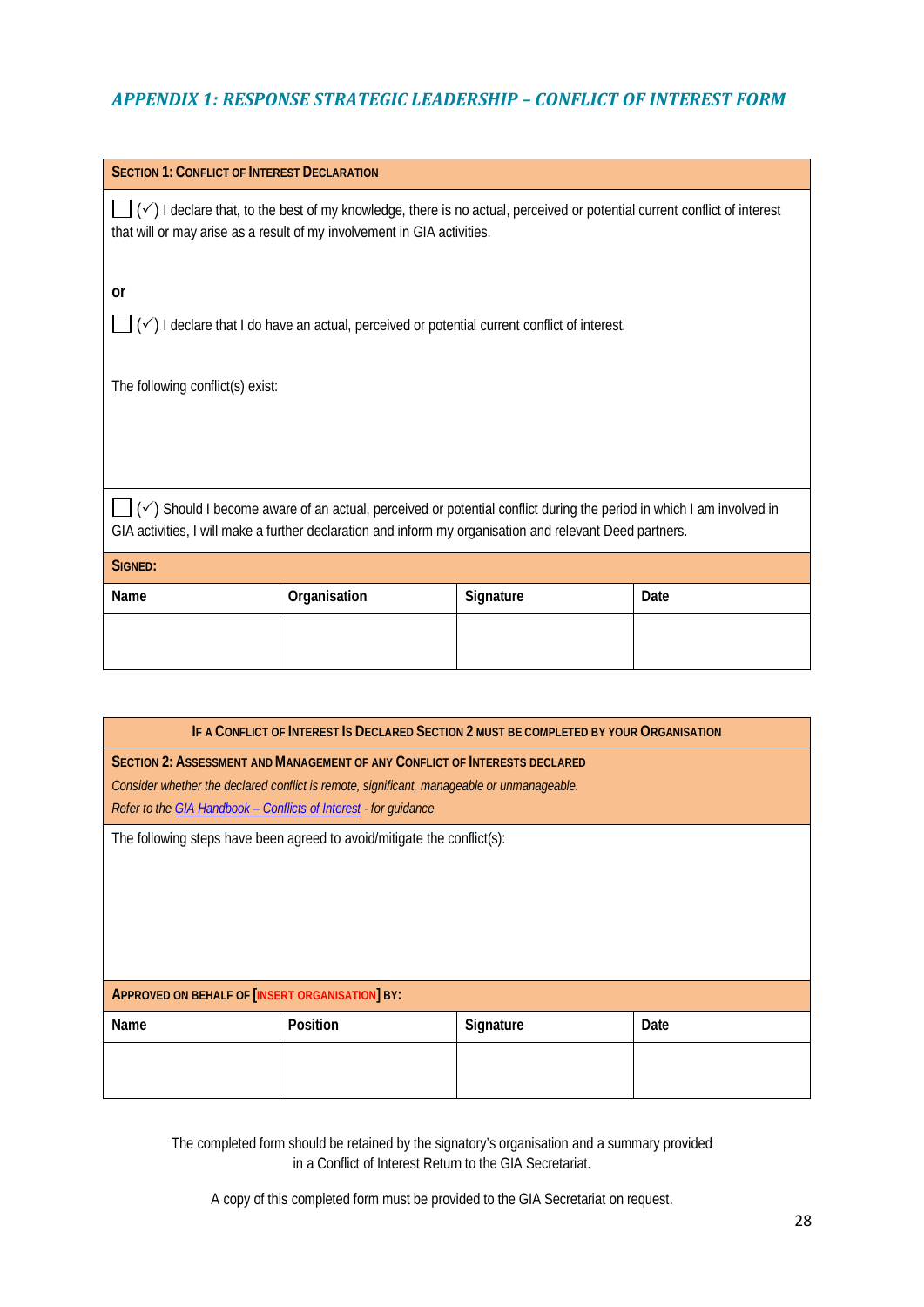## *APPENDIX 1: RESPONSE STRATEGIC LEADERSHIP – CONFLICT OF INTEREST FORM*

**SECTION 1: CONFLICT OF INTEREST DECLARATION**

☐ (✓) I declare that, to the best of my knowledge, there is no actual, perceived or potential current conflict of interest that will or may arise as a result of my involvement in GIA activities.

**or**

☐ (✓) I declare that I do have an actual, perceived or potential current conflict of interest.

The following conflict(s) exist:

☐ (✓) Should I become aware of an actual, perceived or potential conflict during the period in which I am involved in GIA activities, I will make a further declaration and inform my organisation and relevant Deed partners.

**SIGNED:**

| Name | Organisation | Signature | Date |
|---|---|---|---|
| | | | |

**IF A CONFLICT OF INTEREST IS DECLARED SECTION 2 MUST BE COMPLETED BY YOUR ORGANISATION**

**SECTION 2: ASSESSMENT AND MANAGEMENT OF ANY CONFLICT OF INTERESTS DECLARED**

*Consider whether the declared conflict is remote, significant, manageable or unmanageable.*

*Refer to the GIA Handbook – Conflicts of Interest - for guidance*

The following steps have been agreed to avoid/mitigate the conflict(s):

**APPROVED ON BEHALF OF [INSERT ORGANISATION] BY:**

| Name | Position | Signature | Date |
|---|---|---|---|
| | | | |

The completed form should be retained by the signatory's organisation and a summary provided in a Conflict of Interest Return to the GIA Secretariat.

A copy of this completed form must be provided to the GIA Secretariat on request.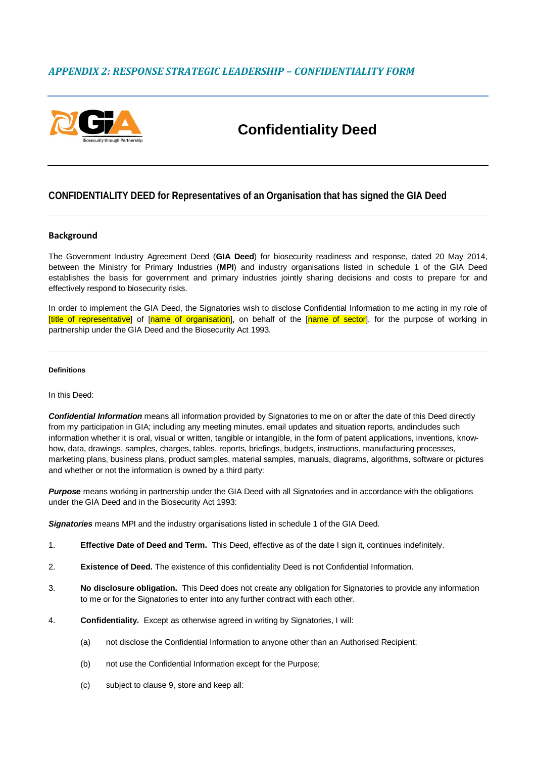## *APPENDIX 2: RESPONSE STRATEGIC LEADERSHIP – CONFIDENTIALITY FORM*

# Confidentiality Deed

## CONFIDENTIALITY DEED for Representatives of an Organisation that has signed the GIA Deed

### Background

The Government Industry Agreement Deed (**GIA Deed**) for biosecurity readiness and response, dated 20 May 2014, between the Ministry for Primary Industries (**MPI**) and industry organisations listed in schedule 1 of the GIA Deed establishes the basis for government and primary industries jointly sharing decisions and costs to prepare for and effectively respond to biosecurity risks.

In order to implement the GIA Deed, the Signatories wish to disclose Confidential Information to me acting in my role of [title of representative] of [name of organisation], on behalf of the [name of sector], for the purpose of working in partnership under the GIA Deed and the Biosecurity Act 1993.

**Definitions**

In this Deed:

***Confidential Information*** means all information provided by Signatories to me on or after the date of this Deed directly from my participation in GIA; including any meeting minutes, email updates and situation reports, andincludes such information whether it is oral, visual or written, tangible or intangible, in the form of patent applications, inventions, know-how, data, drawings, samples, charges, tables, reports, briefings, budgets, instructions, manufacturing processes, marketing plans, business plans, product samples, material samples, manuals, diagrams, algorithms, software or pictures and whether or not the information is owned by a third party:

***Purpose*** means working in partnership under the GIA Deed with all Signatories and in accordance with the obligations under the GIA Deed and in the Biosecurity Act 1993:

***Signatories*** means MPI and the industry organisations listed in schedule 1 of the GIA Deed.

1. **Effective Date of Deed and Term.** This Deed, effective as of the date I sign it, continues indefinitely.

2. **Existence of Deed.** The existence of this confidentiality Deed is not Confidential Information.

3. **No disclosure obligation.** This Deed does not create any obligation for Signatories to provide any information to me or for the Signatories to enter into any further contract with each other.

4. **Confidentiality.** Except as otherwise agreed in writing by Signatories, I will:

   (a) not disclose the Confidential Information to anyone other than an Authorised Recipient;

   (b) not use the Confidential Information except for the Purpose;

   (c) subject to clause 9, store and keep all: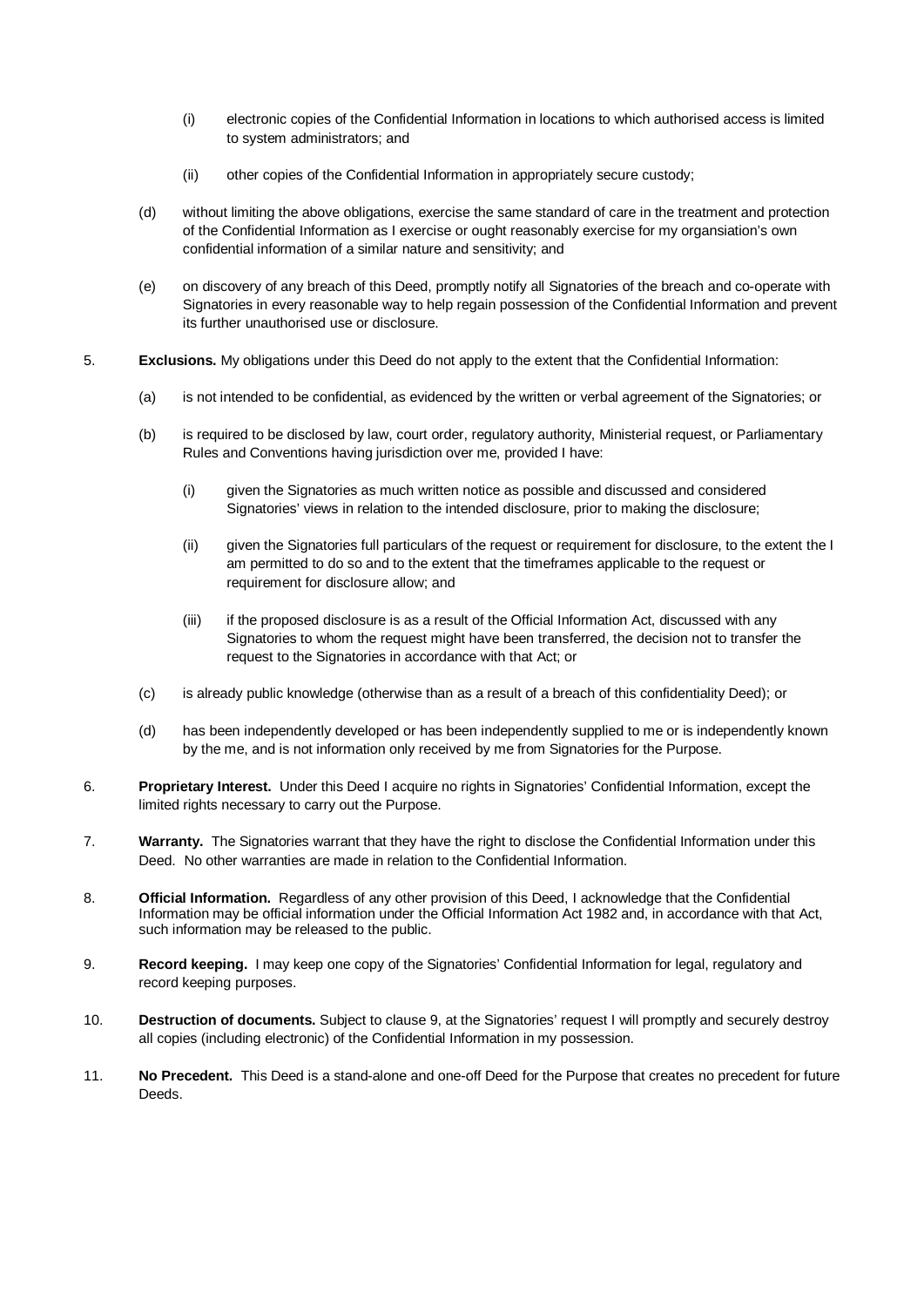(i) electronic copies of the Confidential Information in locations to which authorised access is limited to system administrators; and

(ii) other copies of the Confidential Information in appropriately secure custody;

(d) without limiting the above obligations, exercise the same standard of care in the treatment and protection of the Confidential Information as I exercise or ought reasonably exercise for my organsiation's own confidential information of a similar nature and sensitivity; and

(e) on discovery of any breach of this Deed, promptly notify all Signatories of the breach and co-operate with Signatories in every reasonable way to help regain possession of the Confidential Information and prevent its further unauthorised use or disclosure.

5. **Exclusions.** My obligations under this Deed do not apply to the extent that the Confidential Information:

(a) is not intended to be confidential, as evidenced by the written or verbal agreement of the Signatories; or

(b) is required to be disclosed by law, court order, regulatory authority, Ministerial request, or Parliamentary Rules and Conventions having jurisdiction over me, provided I have:

(i) given the Signatories as much written notice as possible and discussed and considered Signatories' views in relation to the intended disclosure, prior to making the disclosure;

(ii) given the Signatories full particulars of the request or requirement for disclosure, to the extent the I am permitted to do so and to the extent that the timeframes applicable to the request or requirement for disclosure allow; and

(iii) if the proposed disclosure is as a result of the Official Information Act, discussed with any Signatories to whom the request might have been transferred, the decision not to transfer the request to the Signatories in accordance with that Act; or

(c) is already public knowledge (otherwise than as a result of a breach of this confidentiality Deed); or

(d) has been independently developed or has been independently supplied to me or is independently known by the me, and is not information only received by me from Signatories for the Purpose.

6. **Proprietary Interest.** Under this Deed I acquire no rights in Signatories' Confidential Information, except the limited rights necessary to carry out the Purpose.

7. **Warranty.** The Signatories warrant that they have the right to disclose the Confidential Information under this Deed. No other warranties are made in relation to the Confidential Information.

8. **Official Information.** Regardless of any other provision of this Deed, I acknowledge that the Confidential Information may be official information under the Official Information Act 1982 and, in accordance with that Act, such information may be released to the public.

9. **Record keeping.** I may keep one copy of the Signatories' Confidential Information for legal, regulatory and record keeping purposes.

10. **Destruction of documents.** Subject to clause 9, at the Signatories' request I will promptly and securely destroy all copies (including electronic) of the Confidential Information in my possession.

11. **No Precedent.** This Deed is a stand-alone and one-off Deed for the Purpose that creates no precedent for future Deeds.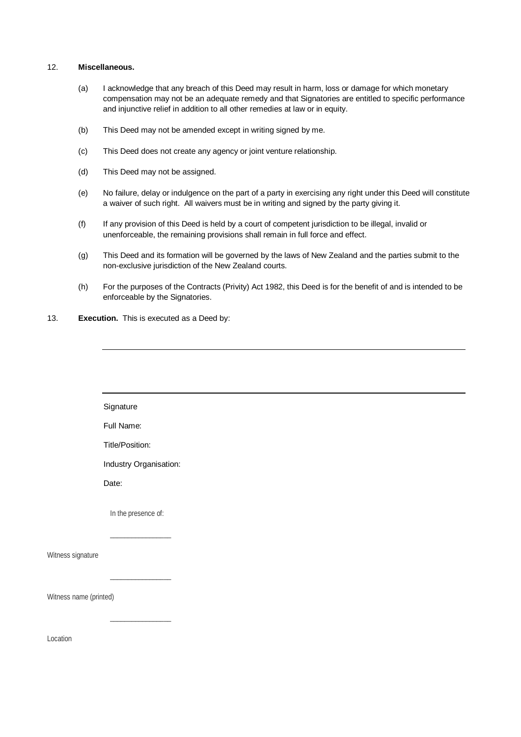12. **Miscellaneous.**

(a) I acknowledge that any breach of this Deed may result in harm, loss or damage for which monetary compensation may not be an adequate remedy and that Signatories are entitled to specific performance and injunctive relief in addition to all other remedies at law or in equity.

(b) This Deed may not be amended except in writing signed by me.

(c) This Deed does not create any agency or joint venture relationship.

(d) This Deed may not be assigned.

(e) No failure, delay or indulgence on the part of a party in exercising any right under this Deed will constitute a waiver of such right. All waivers must be in writing and signed by the party giving it.

(f) If any provision of this Deed is held by a court of competent jurisdiction to be illegal, invalid or unenforceable, the remaining provisions shall remain in full force and effect.

(g) This Deed and its formation will be governed by the laws of New Zealand and the parties submit to the non-exclusive jurisdiction of the New Zealand courts.

(h) For the purposes of the Contracts (Privity) Act 1982, this Deed is for the benefit of and is intended to be enforceable by the Signatories.

13. **Execution.** This is executed as a Deed by:

\_\_\_\_\_\_\_\_\_\_\_\_\_\_\_\_\_\_\_\_\_\_\_\_\_\_\_\_\_\_\_\_\_\_\_\_\_\_\_\_\_\_\_\_\_\_\_\_\_\_\_\_\_\_\_\_\_\_\_\_

\_\_\_\_\_\_\_\_\_\_\_\_\_\_\_\_\_\_\_\_\_\_\_\_\_\_\_\_\_\_\_\_\_\_\_\_\_\_\_\_\_\_\_\_\_\_\_\_\_\_\_\_\_\_\_\_\_\_\_\_

Signature

Full Name:

Title/Position:

Industry Organisation:

Date:

In the presence of:

\_\_\_\_\_\_\_\_\_\_\_\_\_\_\_\_

Witness signature

\_\_\_\_\_\_\_\_\_\_\_\_\_\_\_\_

Witness name (printed)

\_\_\_\_\_\_\_\_\_\_\_\_\_\_\_\_

Location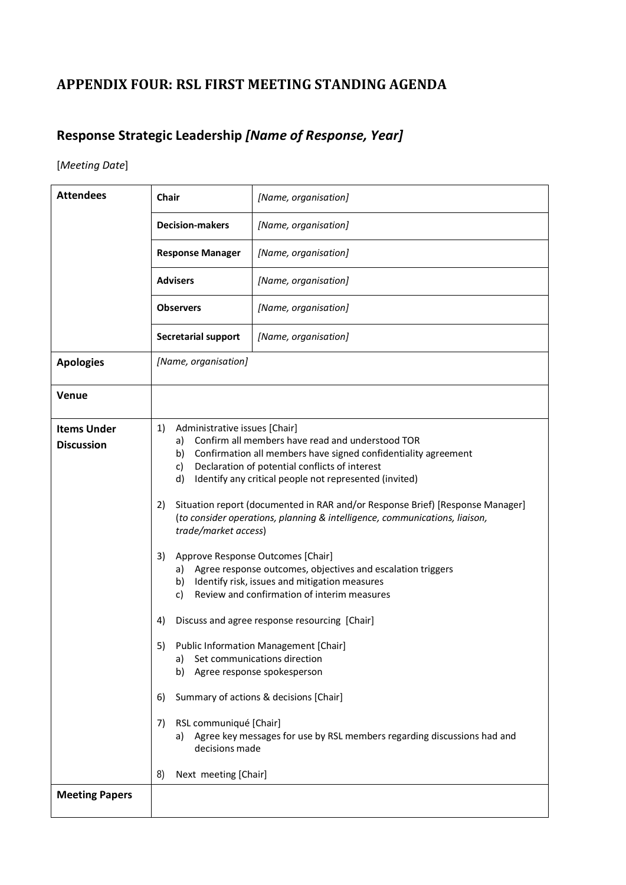# APPENDIX FOUR: RSL FIRST MEETING STANDING AGENDA

## Response Strategic Leadership *[Name of Response, Year]*

[*Meeting Date*]

| | | |
|---|---|---|
| **Attendees** | **Chair** | *[Name, organisation]* |
| | **Decision-makers** | *[Name, organisation]* |
| | **Response Manager** | *[Name, organisation]* |
| | **Advisers** | *[Name, organisation]* |
| | **Observers** | *[Name, organisation]* |
| | **Secretarial support** | *[Name, organisation]* |
| **Apologies** | *[Name, organisation]* | |
| **Venue** | | |
| **Items Under Discussion** | 1) Administrative issues [Chair]<br>a) Confirm all members have read and understood TOR<br>b) Confirmation all members have signed confidentiality agreement<br>c) Declaration of potential conflicts of interest<br>d) Identify any critical people not represented (invited)<br><br>2) Situation report (documented in RAR and/or Response Brief) [Response Manager] (*to consider operations, planning & intelligence, communications, liaison, trade/market access*)<br><br>3) Approve Response Outcomes [Chair]<br>a) Agree response outcomes, objectives and escalation triggers<br>b) Identify risk, issues and mitigation measures<br>c) Review and confirmation of interim measures<br><br>4) Discuss and agree response resourcing [Chair]<br><br>5) Public Information Management [Chair]<br>a) Set communications direction<br>b) Agree response spokesperson<br><br>6) Summary of actions & decisions [Chair]<br><br>7) RSL communiqué [Chair]<br>a) Agree key messages for use by RSL members regarding discussions had and decisions made<br><br>8) Next meeting [Chair] | |
| **Meeting Papers** | | |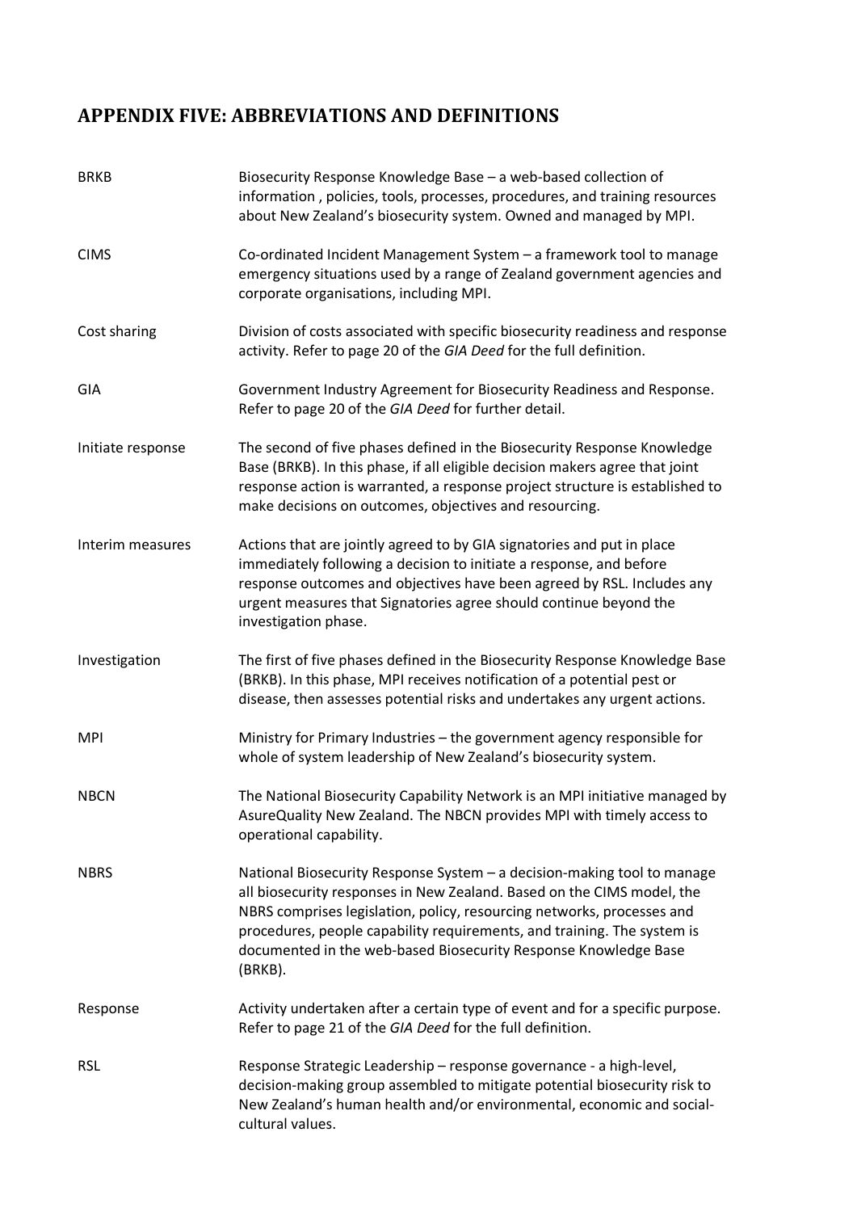## APPENDIX FIVE: ABBREVIATIONS AND DEFINITIONS

| | |
|---|---|
| BRKB | Biosecurity Response Knowledge Base – a web-based collection of information , policies, tools, processes, procedures, and training resources about New Zealand's biosecurity system. Owned and managed by MPI. |
| CIMS | Co-ordinated Incident Management System – a framework tool to manage emergency situations used by a range of Zealand government agencies and corporate organisations, including MPI. |
| Cost sharing | Division of costs associated with specific biosecurity readiness and response activity. Refer to page 20 of the *GIA Deed* for the full definition. |
| GIA | Government Industry Agreement for Biosecurity Readiness and Response. Refer to page 20 of the *GIA Deed* for further detail. |
| Initiate response | The second of five phases defined in the Biosecurity Response Knowledge Base (BRKB). In this phase, if all eligible decision makers agree that joint response action is warranted, a response project structure is established to make decisions on outcomes, objectives and resourcing. |
| Interim measures | Actions that are jointly agreed to by GIA signatories and put in place immediately following a decision to initiate a response, and before response outcomes and objectives have been agreed by RSL. Includes any urgent measures that Signatories agree should continue beyond the investigation phase. |
| Investigation | The first of five phases defined in the Biosecurity Response Knowledge Base (BRKB). In this phase, MPI receives notification of a potential pest or disease, then assesses potential risks and undertakes any urgent actions. |
| MPI | Ministry for Primary Industries – the government agency responsible for whole of system leadership of New Zealand's biosecurity system. |
| NBCN | The National Biosecurity Capability Network is an MPI initiative managed by AsureQuality New Zealand. The NBCN provides MPI with timely access to operational capability. |
| NBRS | National Biosecurity Response System – a decision-making tool to manage all biosecurity responses in New Zealand. Based on the CIMS model, the NBRS comprises legislation, policy, resourcing networks, processes and procedures, people capability requirements, and training. The system is documented in the web-based Biosecurity Response Knowledge Base (BRKB). |
| Response | Activity undertaken after a certain type of event and for a specific purpose. Refer to page 21 of the *GIA Deed* for the full definition. |
| RSL | Response Strategic Leadership – response governance - a high-level, decision-making group assembled to mitigate potential biosecurity risk to New Zealand's human health and/or environmental, economic and social-cultural values. |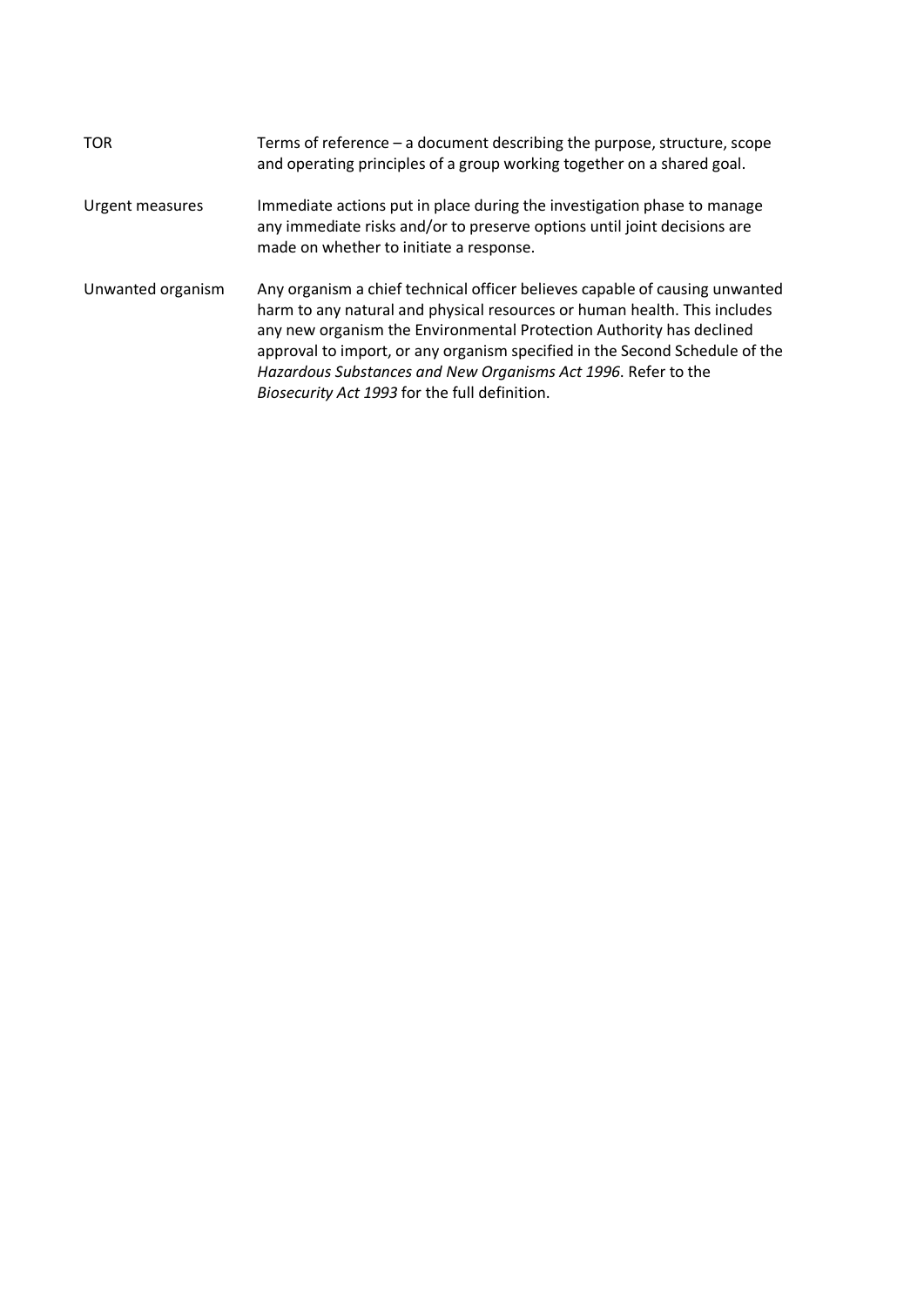| | |
|---|---|
| TOR | Terms of reference – a document describing the purpose, structure, scope and operating principles of a group working together on a shared goal. |
| Urgent measures | Immediate actions put in place during the investigation phase to manage any immediate risks and/or to preserve options until joint decisions are made on whether to initiate a response. |
| Unwanted organism | Any organism a chief technical officer believes capable of causing unwanted harm to any natural and physical resources or human health. This includes any new organism the Environmental Protection Authority has declined approval to import, or any organism specified in the Second Schedule of the *Hazardous Substances and New Organisms Act 1996*. Refer to the *Biosecurity Act 1993* for the full definition. |